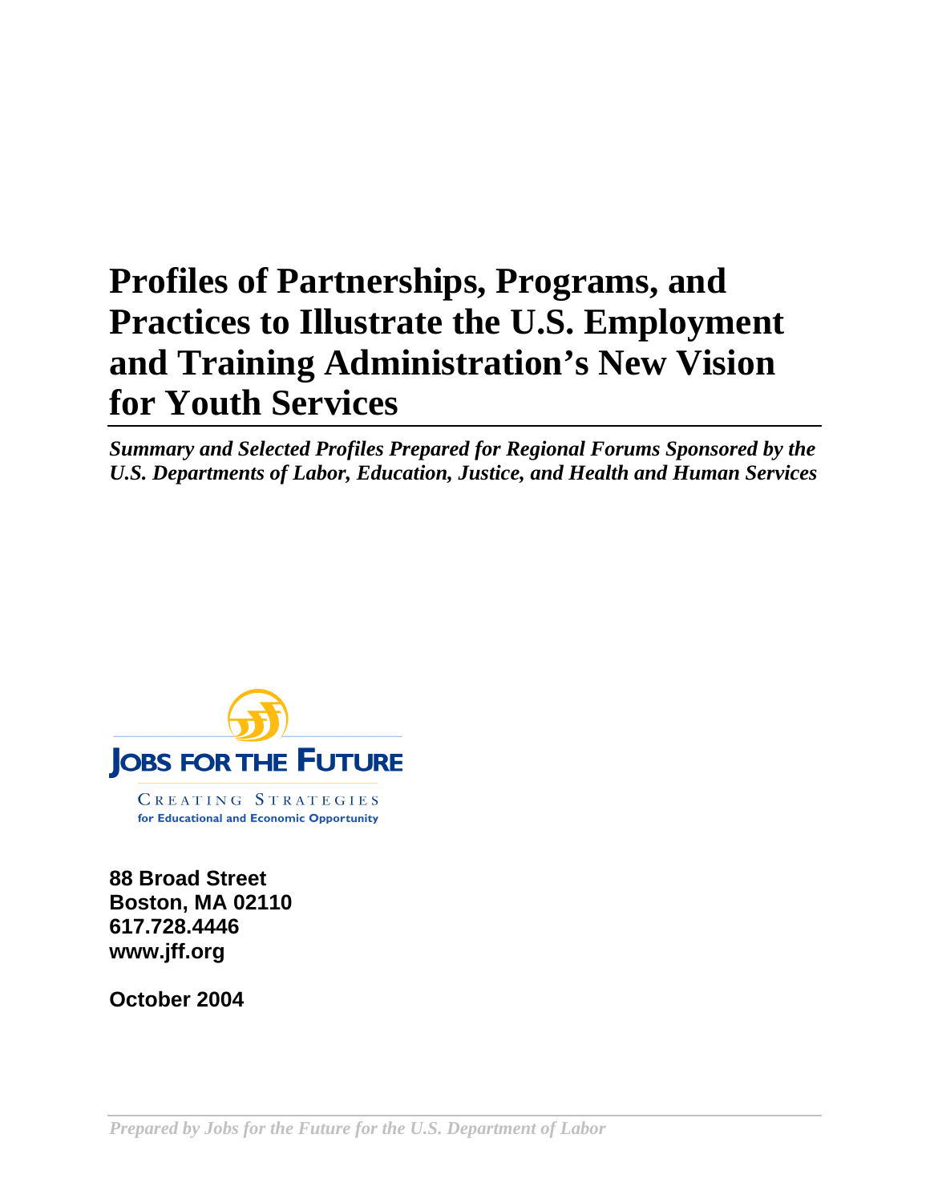# Profiles of Partnerships, Programs, and Practices to Illustrate the U.S. Employment and Training Administration's New Vision for Youth Services

***Summary and Selected Profiles Prepared for Regional Forums Sponsored by the U.S. Departments of Labor, Education, Justice, and Health and Human Services***

**JOBS FOR THE FUTURE**

CREATING STRATEGIES
for Educational and Economic Opportunity

**88 Broad Street**
**Boston, MA 02110**
**617.728.4446**
**www.jff.org**

**October 2004**

*Prepared by Jobs for the Future for the U.S. Department of Labor*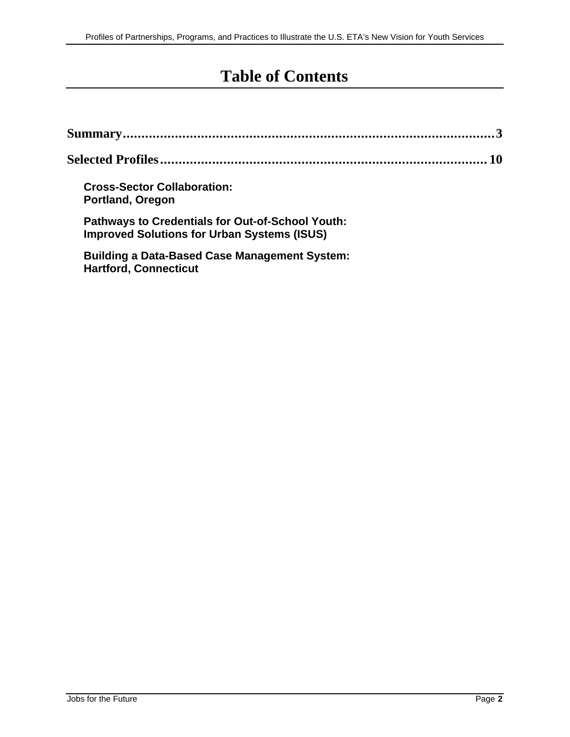# Table of Contents

**Summary....................................................................................................3**

**Selected Profiles........................................................................................10**

**Cross-Sector Collaboration:**
**Portland, Oregon**

**Pathways to Credentials for Out-of-School Youth:**
**Improved Solutions for Urban Systems (ISUS)**

**Building a Data-Based Case Management System:**
**Hartford, Connecticut**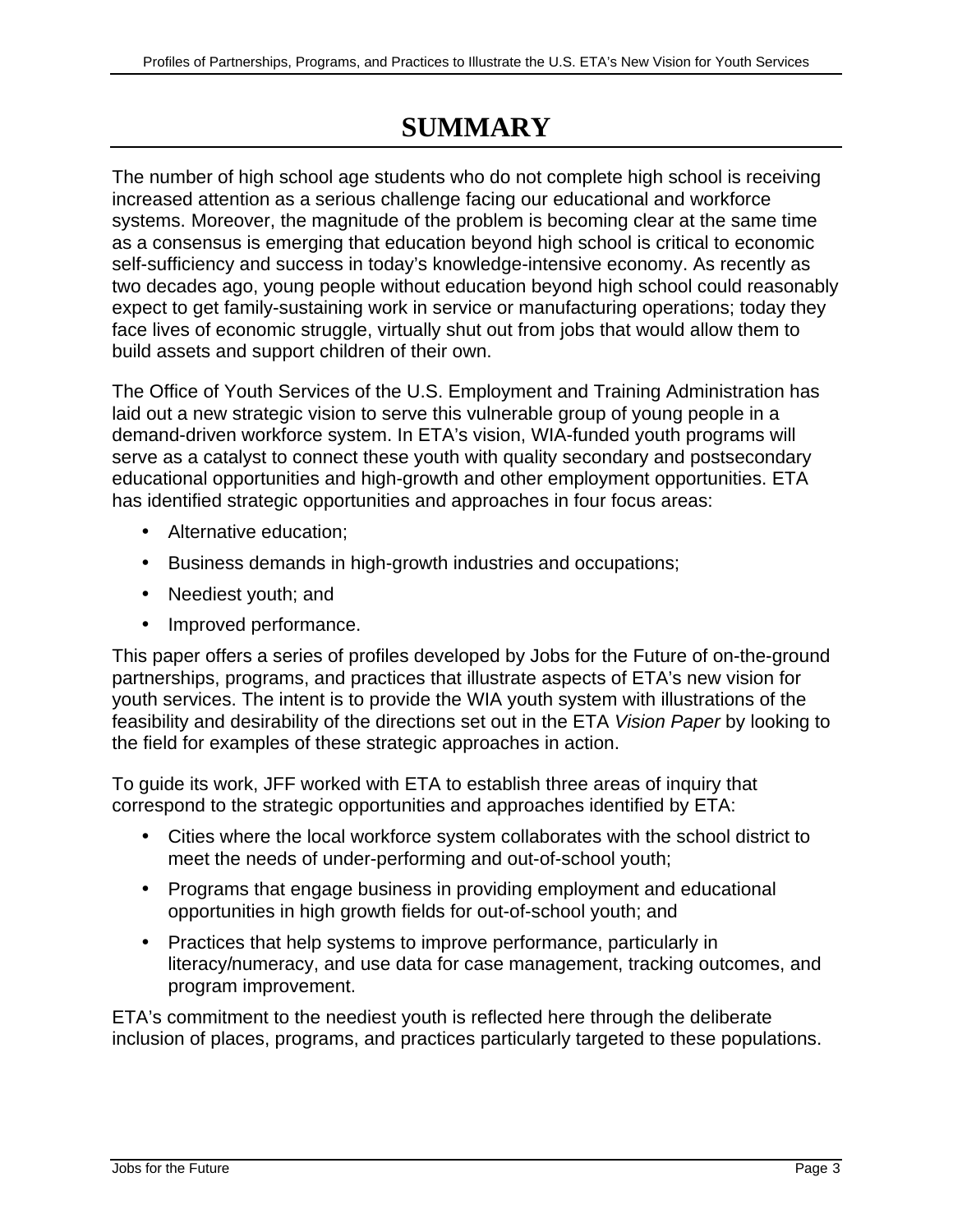# SUMMARY

The number of high school age students who do not complete high school is receiving increased attention as a serious challenge facing our educational and workforce systems. Moreover, the magnitude of the problem is becoming clear at the same time as a consensus is emerging that education beyond high school is critical to economic self-sufficiency and success in today's knowledge-intensive economy. As recently as two decades ago, young people without education beyond high school could reasonably expect to get family-sustaining work in service or manufacturing operations; today they face lives of economic struggle, virtually shut out from jobs that would allow them to build assets and support children of their own.

The Office of Youth Services of the U.S. Employment and Training Administration has laid out a new strategic vision to serve this vulnerable group of young people in a demand-driven workforce system. In ETA's vision, WIA-funded youth programs will serve as a catalyst to connect these youth with quality secondary and postsecondary educational opportunities and high-growth and other employment opportunities. ETA has identified strategic opportunities and approaches in four focus areas:

- Alternative education;
- Business demands in high-growth industries and occupations;
- Neediest youth; and
- Improved performance.

This paper offers a series of profiles developed by Jobs for the Future of on-the-ground partnerships, programs, and practices that illustrate aspects of ETA's new vision for youth services. The intent is to provide the WIA youth system with illustrations of the feasibility and desirability of the directions set out in the ETA *Vision Paper* by looking to the field for examples of these strategic approaches in action.

To guide its work, JFF worked with ETA to establish three areas of inquiry that correspond to the strategic opportunities and approaches identified by ETA:

- Cities where the local workforce system collaborates with the school district to meet the needs of under-performing and out-of-school youth;
- Programs that engage business in providing employment and educational opportunities in high growth fields for out-of-school youth; and
- Practices that help systems to improve performance, particularly in literacy/numeracy, and use data for case management, tracking outcomes, and program improvement.

ETA's commitment to the neediest youth is reflected here through the deliberate inclusion of places, programs, and practices particularly targeted to these populations.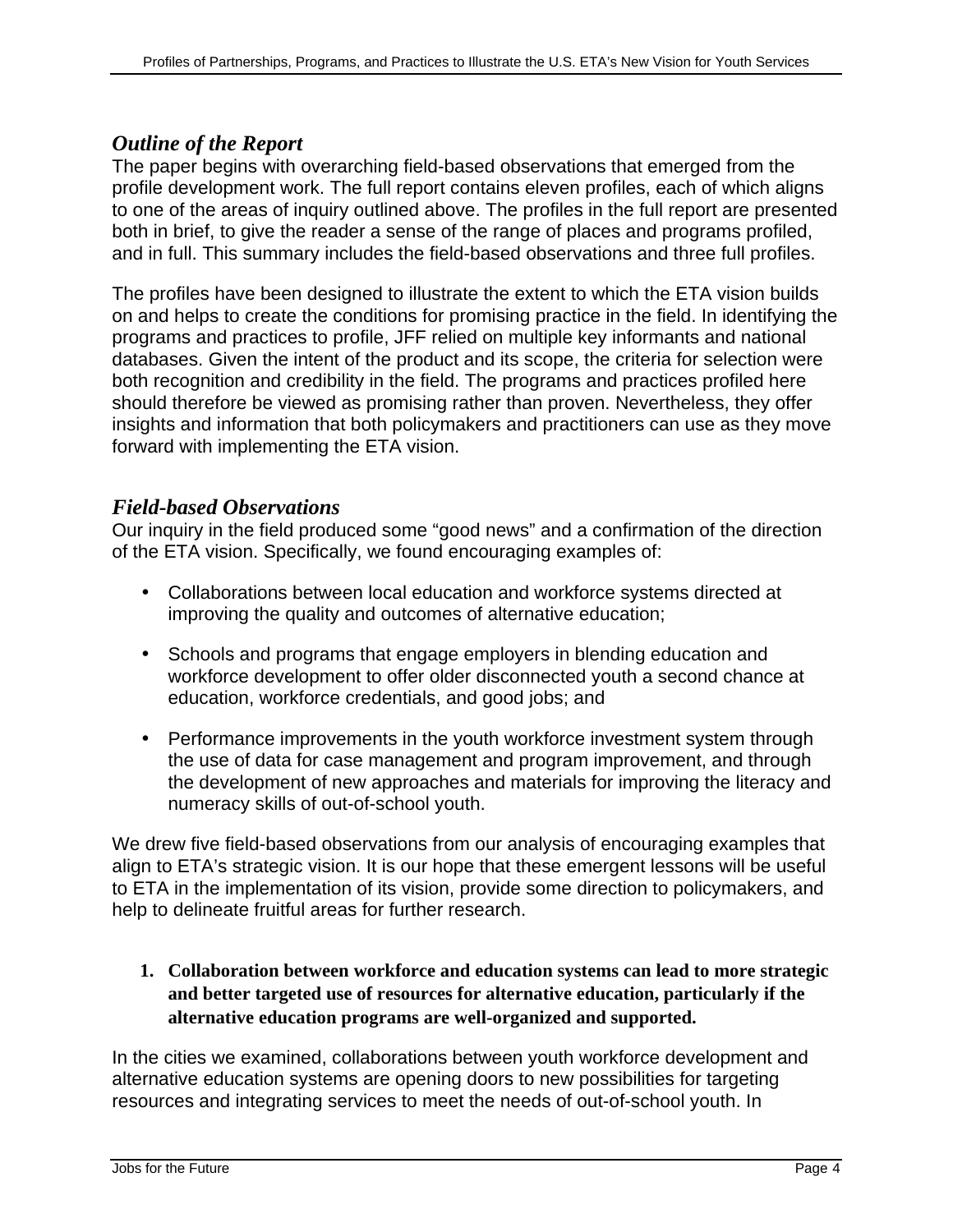### *Outline of the Report*

The paper begins with overarching field-based observations that emerged from the profile development work. The full report contains eleven profiles, each of which aligns to one of the areas of inquiry outlined above. The profiles in the full report are presented both in brief, to give the reader a sense of the range of places and programs profiled, and in full. This summary includes the field-based observations and three full profiles.

The profiles have been designed to illustrate the extent to which the ETA vision builds on and helps to create the conditions for promising practice in the field. In identifying the programs and practices to profile, JFF relied on multiple key informants and national databases. Given the intent of the product and its scope, the criteria for selection were both recognition and credibility in the field. The programs and practices profiled here should therefore be viewed as promising rather than proven. Nevertheless, they offer insights and information that both policymakers and practitioners can use as they move forward with implementing the ETA vision.

### *Field-based Observations*

Our inquiry in the field produced some "good news" and a confirmation of the direction of the ETA vision. Specifically, we found encouraging examples of:

- Collaborations between local education and workforce systems directed at improving the quality and outcomes of alternative education;
- Schools and programs that engage employers in blending education and workforce development to offer older disconnected youth a second chance at education, workforce credentials, and good jobs; and
- Performance improvements in the youth workforce investment system through the use of data for case management and program improvement, and through the development of new approaches and materials for improving the literacy and numeracy skills of out-of-school youth.

We drew five field-based observations from our analysis of encouraging examples that align to ETA's strategic vision. It is our hope that these emergent lessons will be useful to ETA in the implementation of its vision, provide some direction to policymakers, and help to delineate fruitful areas for further research.

1. **Collaboration between workforce and education systems can lead to more strategic and better targeted use of resources for alternative education, particularly if the alternative education programs are well-organized and supported.**

In the cities we examined, collaborations between youth workforce development and alternative education systems are opening doors to new possibilities for targeting resources and integrating services to meet the needs of out-of-school youth. In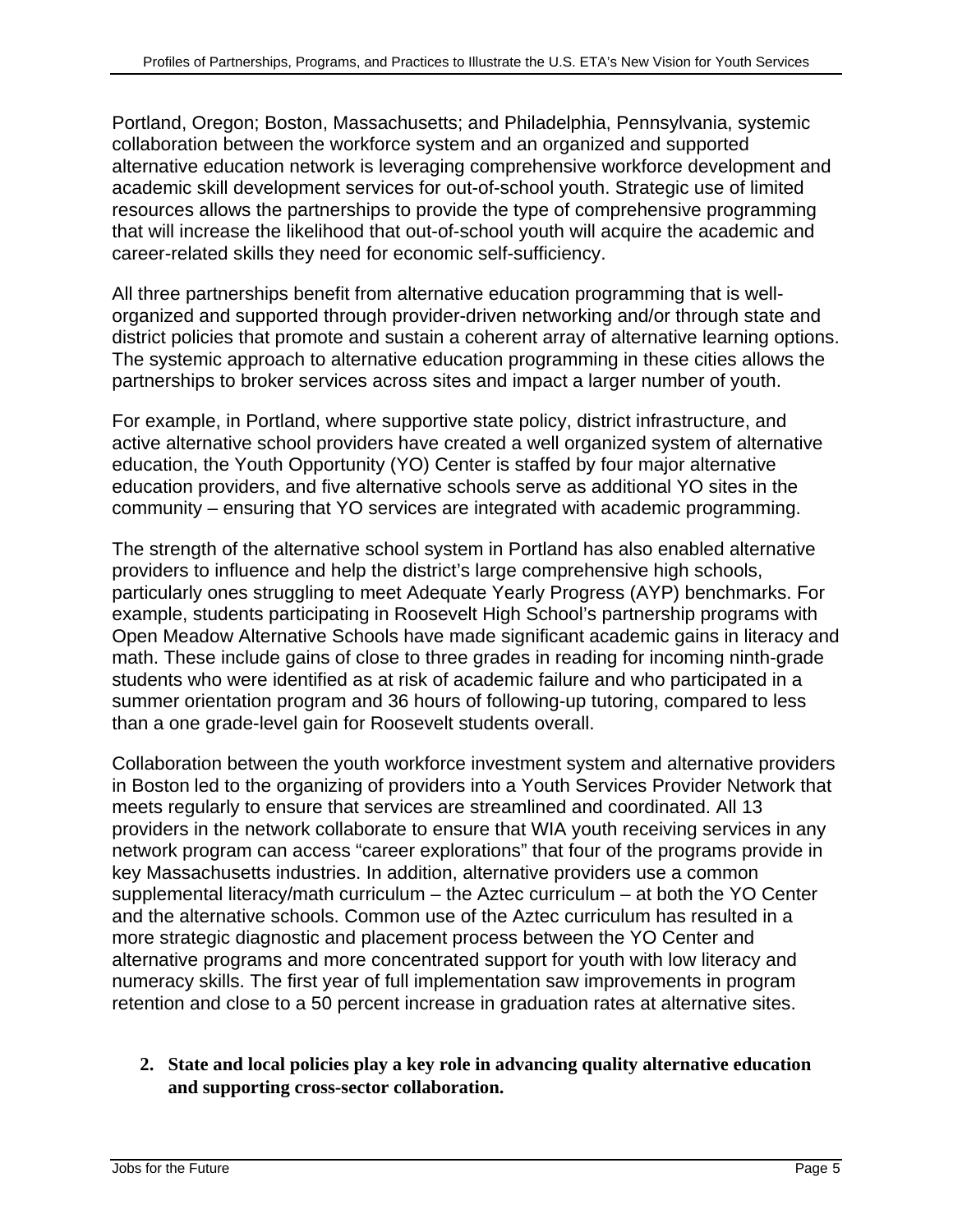Portland, Oregon; Boston, Massachusetts; and Philadelphia, Pennsylvania, systemic collaboration between the workforce system and an organized and supported alternative education network is leveraging comprehensive workforce development and academic skill development services for out-of-school youth. Strategic use of limited resources allows the partnerships to provide the type of comprehensive programming that will increase the likelihood that out-of-school youth will acquire the academic and career-related skills they need for economic self-sufficiency.

All three partnerships benefit from alternative education programming that is well-organized and supported through provider-driven networking and/or through state and district policies that promote and sustain a coherent array of alternative learning options. The systemic approach to alternative education programming in these cities allows the partnerships to broker services across sites and impact a larger number of youth.

For example, in Portland, where supportive state policy, district infrastructure, and active alternative school providers have created a well organized system of alternative education, the Youth Opportunity (YO) Center is staffed by four major alternative education providers, and five alternative schools serve as additional YO sites in the community – ensuring that YO services are integrated with academic programming.

The strength of the alternative school system in Portland has also enabled alternative providers to influence and help the district's large comprehensive high schools, particularly ones struggling to meet Adequate Yearly Progress (AYP) benchmarks. For example, students participating in Roosevelt High School's partnership programs with Open Meadow Alternative Schools have made significant academic gains in literacy and math. These include gains of close to three grades in reading for incoming ninth-grade students who were identified as at risk of academic failure and who participated in a summer orientation program and 36 hours of following-up tutoring, compared to less than a one grade-level gain for Roosevelt students overall.

Collaboration between the youth workforce investment system and alternative providers in Boston led to the organizing of providers into a Youth Services Provider Network that meets regularly to ensure that services are streamlined and coordinated. All 13 providers in the network collaborate to ensure that WIA youth receiving services in any network program can access "career explorations" that four of the programs provide in key Massachusetts industries. In addition, alternative providers use a common supplemental literacy/math curriculum – the Aztec curriculum – at both the YO Center and the alternative schools. Common use of the Aztec curriculum has resulted in a more strategic diagnostic and placement process between the YO Center and alternative programs and more concentrated support for youth with low literacy and numeracy skills. The first year of full implementation saw improvements in program retention and close to a 50 percent increase in graduation rates at alternative sites.

2. **State and local policies play a key role in advancing quality alternative education and supporting cross-sector collaboration.**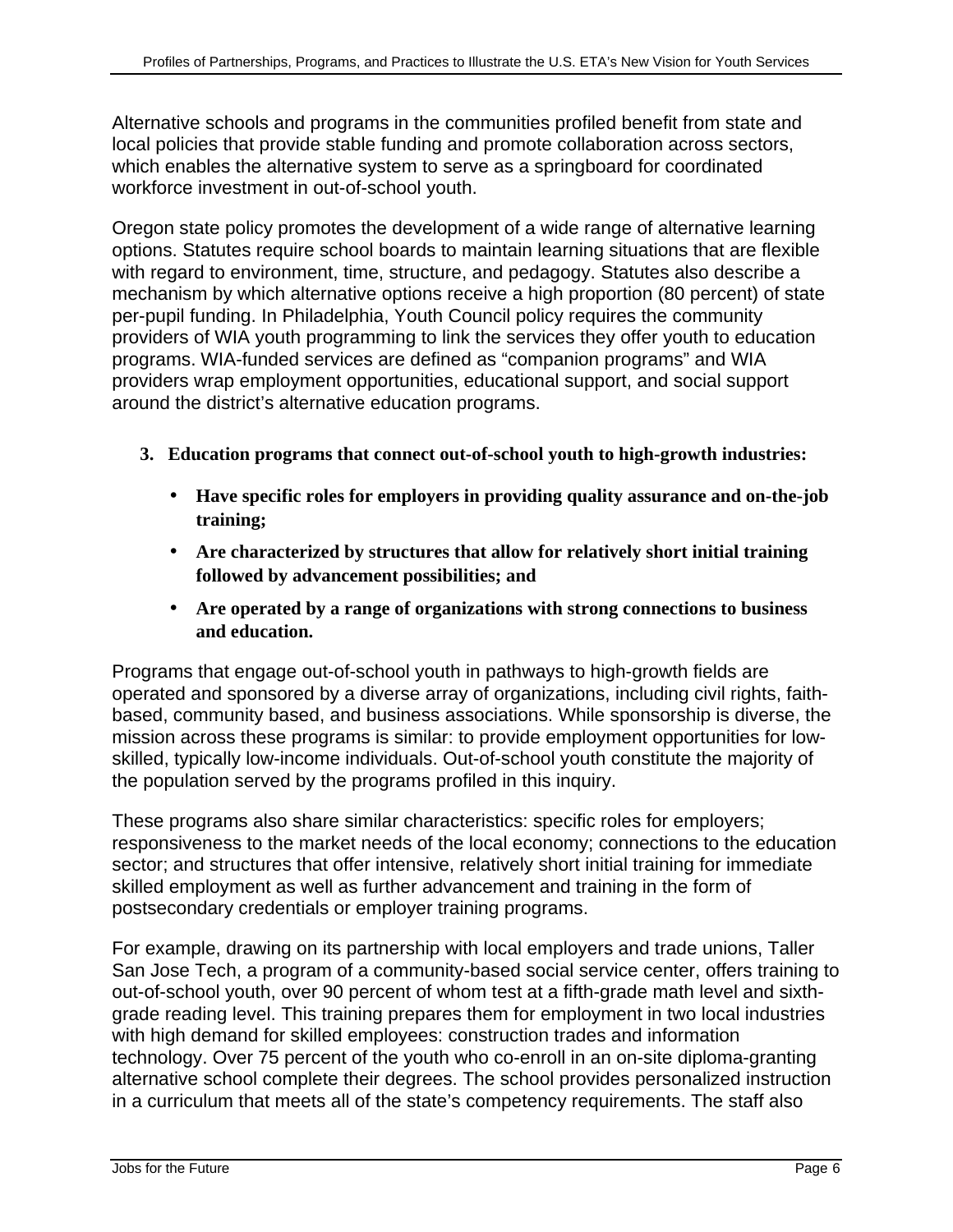Alternative schools and programs in the communities profiled benefit from state and local policies that provide stable funding and promote collaboration across sectors, which enables the alternative system to serve as a springboard for coordinated workforce investment in out-of-school youth.

Oregon state policy promotes the development of a wide range of alternative learning options. Statutes require school boards to maintain learning situations that are flexible with regard to environment, time, structure, and pedagogy. Statutes also describe a mechanism by which alternative options receive a high proportion (80 percent) of state per-pupil funding. In Philadelphia, Youth Council policy requires the community providers of WIA youth programming to link the services they offer youth to education programs. WIA-funded services are defined as "companion programs" and WIA providers wrap employment opportunities, educational support, and social support around the district's alternative education programs.

3. **Education programs that connect out-of-school youth to high-growth industries:**
   - **Have specific roles for employers in providing quality assurance and on-the-job training;**
   - **Are characterized by structures that allow for relatively short initial training followed by advancement possibilities; and**
   - **Are operated by a range of organizations with strong connections to business and education.**

Programs that engage out-of-school youth in pathways to high-growth fields are operated and sponsored by a diverse array of organizations, including civil rights, faith-based, community based, and business associations. While sponsorship is diverse, the mission across these programs is similar: to provide employment opportunities for low-skilled, typically low-income individuals. Out-of-school youth constitute the majority of the population served by the programs profiled in this inquiry.

These programs also share similar characteristics: specific roles for employers; responsiveness to the market needs of the local economy; connections to the education sector; and structures that offer intensive, relatively short initial training for immediate skilled employment as well as further advancement and training in the form of postsecondary credentials or employer training programs.

For example, drawing on its partnership with local employers and trade unions, Taller San Jose Tech, a program of a community-based social service center, offers training to out-of-school youth, over 90 percent of whom test at a fifth-grade math level and sixth-grade reading level. This training prepares them for employment in two local industries with high demand for skilled employees: construction trades and information technology. Over 75 percent of the youth who co-enroll in an on-site diploma-granting alternative school complete their degrees. The school provides personalized instruction in a curriculum that meets all of the state's competency requirements. The staff also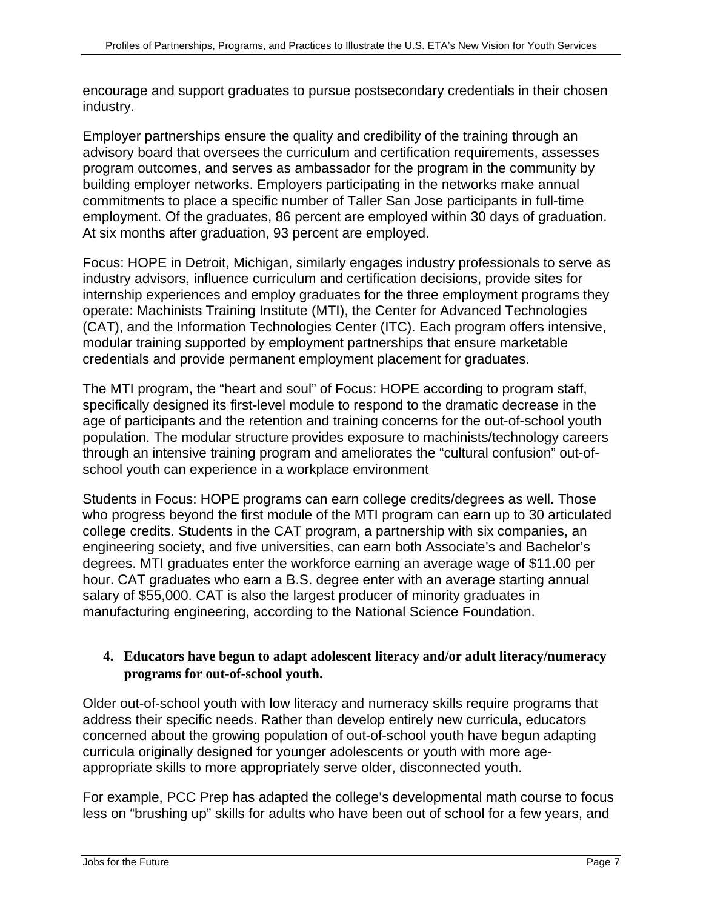encourage and support graduates to pursue postsecondary credentials in their chosen industry.

Employer partnerships ensure the quality and credibility of the training through an advisory board that oversees the curriculum and certification requirements, assesses program outcomes, and serves as ambassador for the program in the community by building employer networks. Employers participating in the networks make annual commitments to place a specific number of Taller San Jose participants in full-time employment. Of the graduates, 86 percent are employed within 30 days of graduation. At six months after graduation, 93 percent are employed.

Focus: HOPE in Detroit, Michigan, similarly engages industry professionals to serve as industry advisors, influence curriculum and certification decisions, provide sites for internship experiences and employ graduates for the three employment programs they operate: Machinists Training Institute (MTI), the Center for Advanced Technologies (CAT), and the Information Technologies Center (ITC). Each program offers intensive, modular training supported by employment partnerships that ensure marketable credentials and provide permanent employment placement for graduates.

The MTI program, the "heart and soul" of Focus: HOPE according to program staff, specifically designed its first-level module to respond to the dramatic decrease in the age of participants and the retention and training concerns for the out-of-school youth population. The modular structure provides exposure to machinists/technology careers through an intensive training program and ameliorates the "cultural confusion" out-of-school youth can experience in a workplace environment

Students in Focus: HOPE programs can earn college credits/degrees as well. Those who progress beyond the first module of the MTI program can earn up to 30 articulated college credits. Students in the CAT program, a partnership with six companies, an engineering society, and five universities, can earn both Associate's and Bachelor's degrees. MTI graduates enter the workforce earning an average wage of $11.00 per hour. CAT graduates who earn a B.S. degree enter with an average starting annual salary of $55,000. CAT is also the largest producer of minority graduates in manufacturing engineering, according to the National Science Foundation.

4. **Educators have begun to adapt adolescent literacy and/or adult literacy/numeracy programs for out-of-school youth.**

Older out-of-school youth with low literacy and numeracy skills require programs that address their specific needs. Rather than develop entirely new curricula, educators concerned about the growing population of out-of-school youth have begun adapting curricula originally designed for younger adolescents or youth with more age-appropriate skills to more appropriately serve older, disconnected youth.

For example, PCC Prep has adapted the college's developmental math course to focus less on "brushing up" skills for adults who have been out of school for a few years, and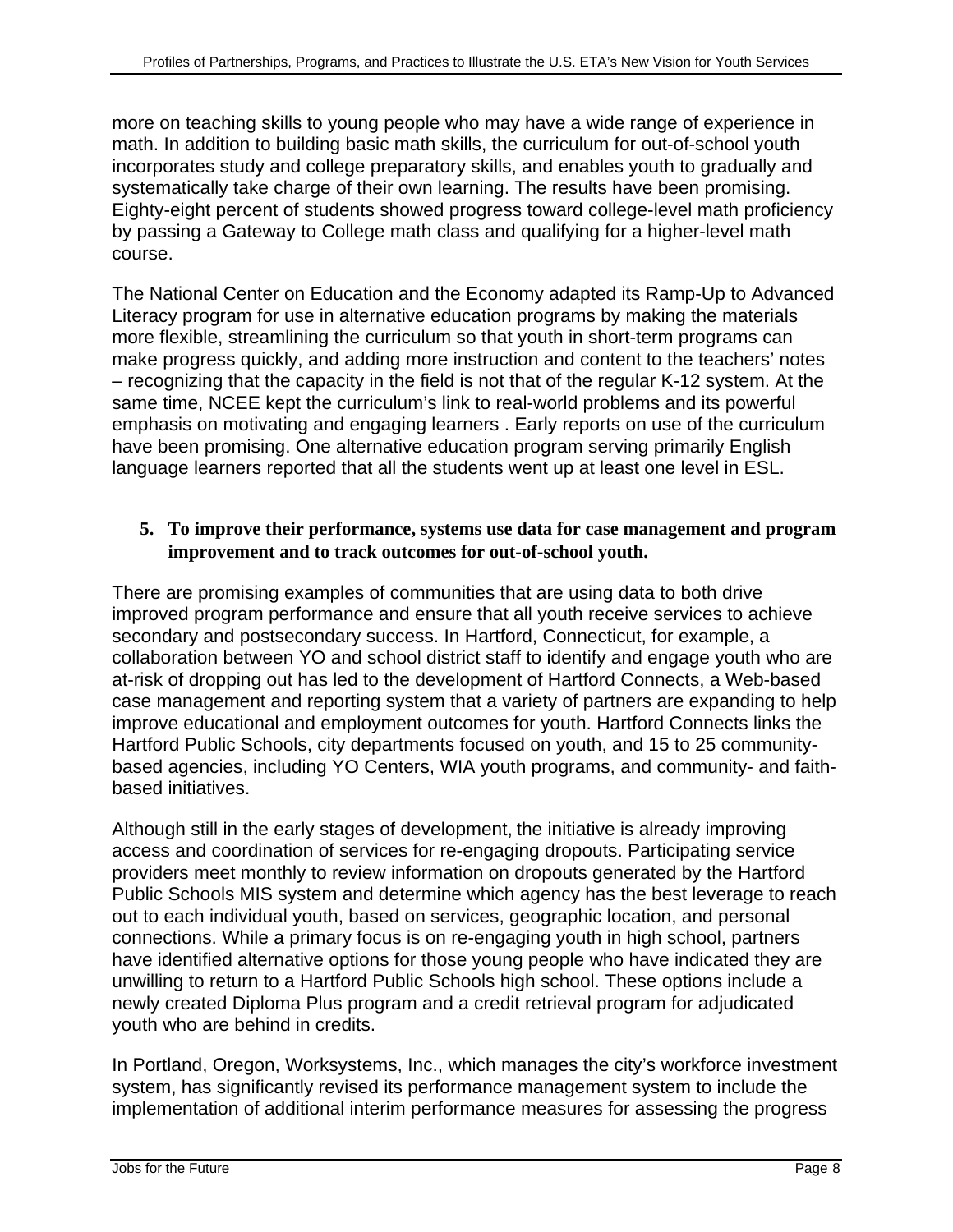more on teaching skills to young people who may have a wide range of experience in math. In addition to building basic math skills, the curriculum for out-of-school youth incorporates study and college preparatory skills, and enables youth to gradually and systematically take charge of their own learning. The results have been promising. Eighty-eight percent of students showed progress toward college-level math proficiency by passing a Gateway to College math class and qualifying for a higher-level math course.

The National Center on Education and the Economy adapted its Ramp-Up to Advanced Literacy program for use in alternative education programs by making the materials more flexible, streamlining the curriculum so that youth in short-term programs can make progress quickly, and adding more instruction and content to the teachers' notes – recognizing that the capacity in the field is not that of the regular K-12 system. At the same time, NCEE kept the curriculum's link to real-world problems and its powerful emphasis on motivating and engaging learners . Early reports on use of the curriculum have been promising. One alternative education program serving primarily English language learners reported that all the students went up at least one level in ESL.

5. **To improve their performance, systems use data for case management and program improvement and to track outcomes for out-of-school youth.**

There are promising examples of communities that are using data to both drive improved program performance and ensure that all youth receive services to achieve secondary and postsecondary success. In Hartford, Connecticut, for example, a collaboration between YO and school district staff to identify and engage youth who are at-risk of dropping out has led to the development of Hartford Connects, a Web-based case management and reporting system that a variety of partners are expanding to help improve educational and employment outcomes for youth. Hartford Connects links the Hartford Public Schools, city departments focused on youth, and 15 to 25 community-based agencies, including YO Centers, WIA youth programs, and community- and faith-based initiatives.

Although still in the early stages of development, the initiative is already improving access and coordination of services for re-engaging dropouts. Participating service providers meet monthly to review information on dropouts generated by the Hartford Public Schools MIS system and determine which agency has the best leverage to reach out to each individual youth, based on services, geographic location, and personal connections. While a primary focus is on re-engaging youth in high school, partners have identified alternative options for those young people who have indicated they are unwilling to return to a Hartford Public Schools high school. These options include a newly created Diploma Plus program and a credit retrieval program for adjudicated youth who are behind in credits.

In Portland, Oregon, Worksystems, Inc., which manages the city's workforce investment system, has significantly revised its performance management system to include the implementation of additional interim performance measures for assessing the progress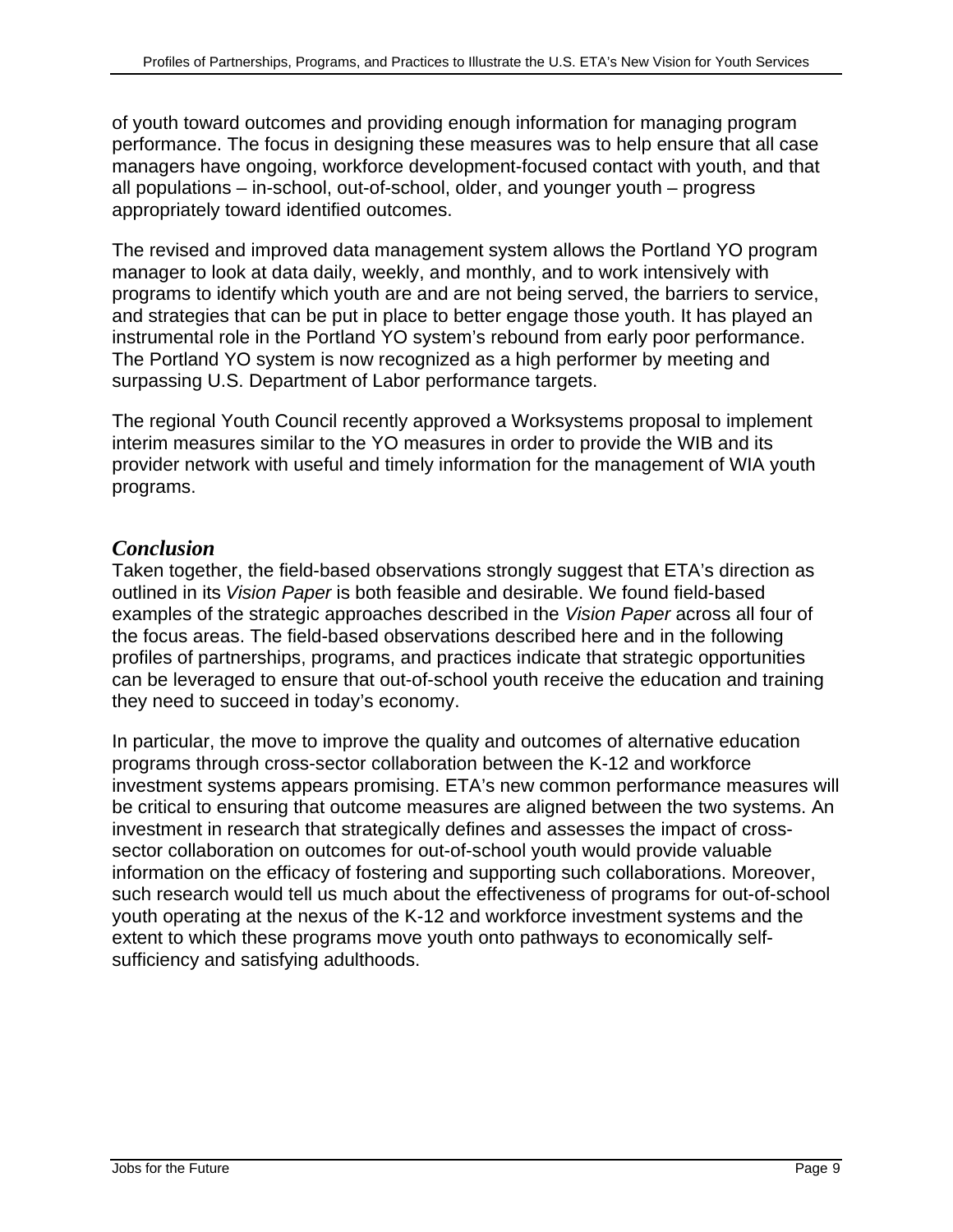of youth toward outcomes and providing enough information for managing program performance. The focus in designing these measures was to help ensure that all case managers have ongoing, workforce development-focused contact with youth, and that all populations – in-school, out-of-school, older, and younger youth – progress appropriately toward identified outcomes.

The revised and improved data management system allows the Portland YO program manager to look at data daily, weekly, and monthly, and to work intensively with programs to identify which youth are and are not being served, the barriers to service, and strategies that can be put in place to better engage those youth. It has played an instrumental role in the Portland YO system's rebound from early poor performance. The Portland YO system is now recognized as a high performer by meeting and surpassing U.S. Department of Labor performance targets.

The regional Youth Council recently approved a Worksystems proposal to implement interim measures similar to the YO measures in order to provide the WIB and its provider network with useful and timely information for the management of WIA youth programs.

## *Conclusion*

Taken together, the field-based observations strongly suggest that ETA's direction as outlined in its *Vision Paper* is both feasible and desirable. We found field-based examples of the strategic approaches described in the *Vision Paper* across all four of the focus areas. The field-based observations described here and in the following profiles of partnerships, programs, and practices indicate that strategic opportunities can be leveraged to ensure that out-of-school youth receive the education and training they need to succeed in today's economy.

In particular, the move to improve the quality and outcomes of alternative education programs through cross-sector collaboration between the K-12 and workforce investment systems appears promising. ETA's new common performance measures will be critical to ensuring that outcome measures are aligned between the two systems. An investment in research that strategically defines and assesses the impact of cross-sector collaboration on outcomes for out-of-school youth would provide valuable information on the efficacy of fostering and supporting such collaborations. Moreover, such research would tell us much about the effectiveness of programs for out-of-school youth operating at the nexus of the K-12 and workforce investment systems and the extent to which these programs move youth onto pathways to economically self-sufficiency and satisfying adulthoods.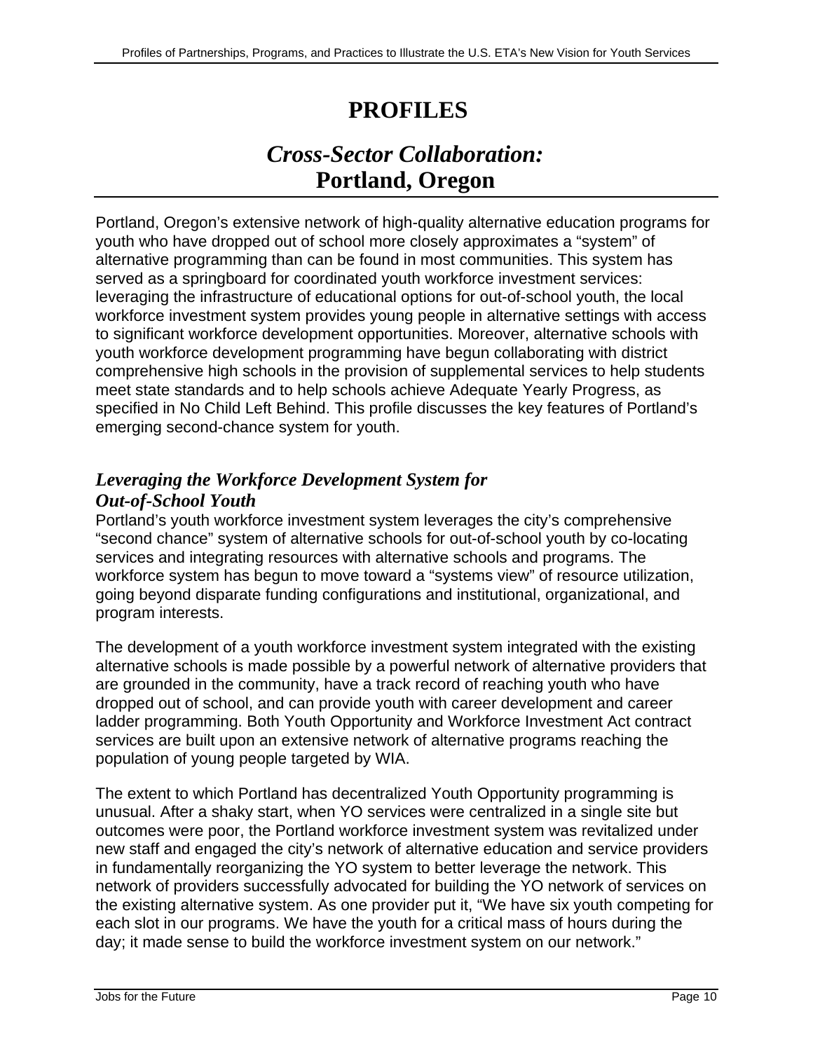# PROFILES

## *Cross-Sector Collaboration:* Portland, Oregon

Portland, Oregon's extensive network of high-quality alternative education programs for youth who have dropped out of school more closely approximates a "system" of alternative programming than can be found in most communities. This system has served as a springboard for coordinated youth workforce investment services: leveraging the infrastructure of educational options for out-of-school youth, the local workforce investment system provides young people in alternative settings with access to significant workforce development opportunities. Moreover, alternative schools with youth workforce development programming have begun collaborating with district comprehensive high schools in the provision of supplemental services to help students meet state standards and to help schools achieve Adequate Yearly Progress, as specified in No Child Left Behind. This profile discusses the key features of Portland's emerging second-chance system for youth.

### *Leveraging the Workforce Development System for Out-of-School Youth*

Portland's youth workforce investment system leverages the city's comprehensive "second chance" system of alternative schools for out-of-school youth by co-locating services and integrating resources with alternative schools and programs. The workforce system has begun to move toward a "systems view" of resource utilization, going beyond disparate funding configurations and institutional, organizational, and program interests.

The development of a youth workforce investment system integrated with the existing alternative schools is made possible by a powerful network of alternative providers that are grounded in the community, have a track record of reaching youth who have dropped out of school, and can provide youth with career development and career ladder programming. Both Youth Opportunity and Workforce Investment Act contract services are built upon an extensive network of alternative programs reaching the population of young people targeted by WIA.

The extent to which Portland has decentralized Youth Opportunity programming is unusual. After a shaky start, when YO services were centralized in a single site but outcomes were poor, the Portland workforce investment system was revitalized under new staff and engaged the city's network of alternative education and service providers in fundamentally reorganizing the YO system to better leverage the network. This network of providers successfully advocated for building the YO network of services on the existing alternative system. As one provider put it, "We have six youth competing for each slot in our programs. We have the youth for a critical mass of hours during the day; it made sense to build the workforce investment system on our network."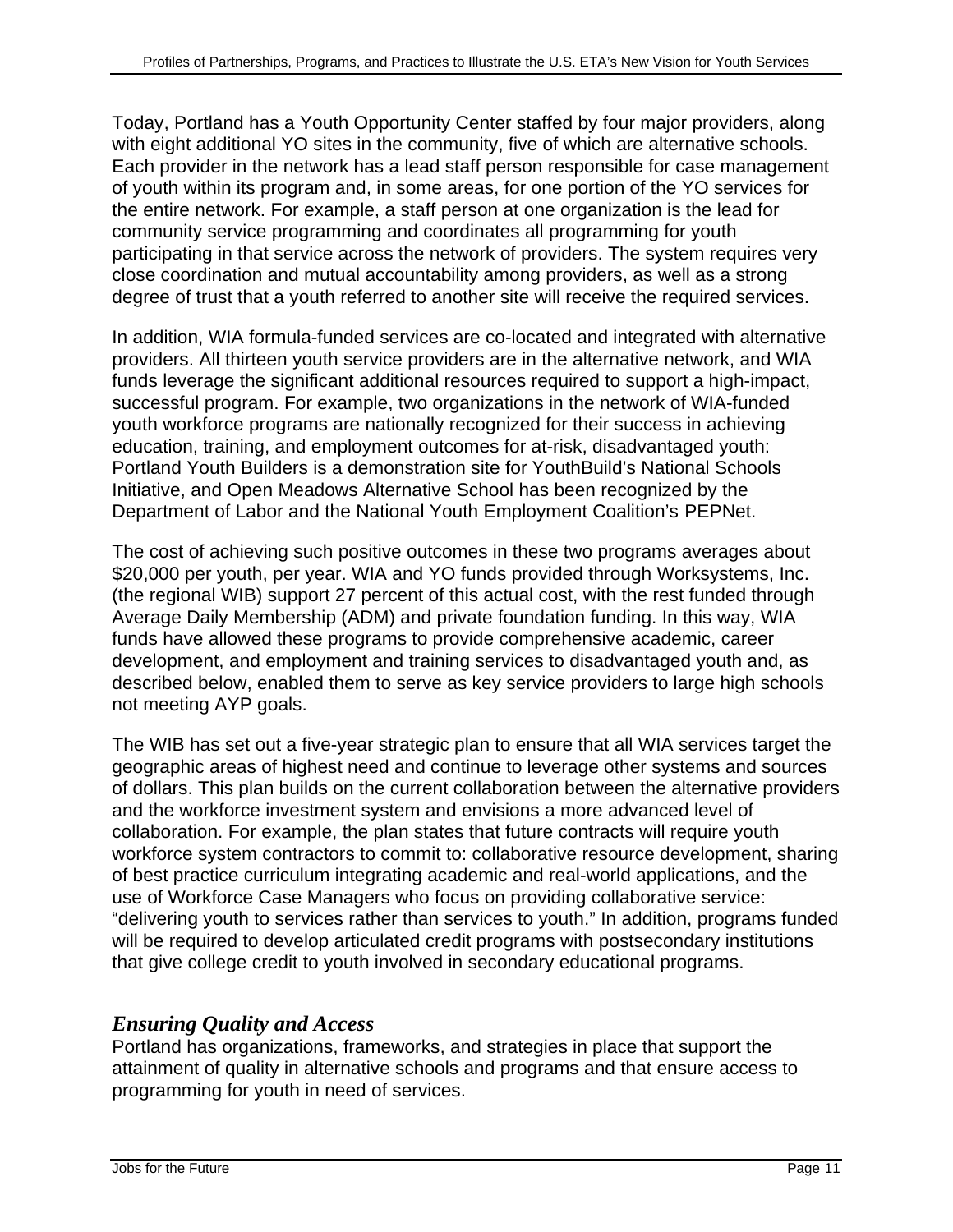Today, Portland has a Youth Opportunity Center staffed by four major providers, along with eight additional YO sites in the community, five of which are alternative schools. Each provider in the network has a lead staff person responsible for case management of youth within its program and, in some areas, for one portion of the YO services for the entire network. For example, a staff person at one organization is the lead for community service programming and coordinates all programming for youth participating in that service across the network of providers. The system requires very close coordination and mutual accountability among providers, as well as a strong degree of trust that a youth referred to another site will receive the required services.

In addition, WIA formula-funded services are co-located and integrated with alternative providers. All thirteen youth service providers are in the alternative network, and WIA funds leverage the significant additional resources required to support a high-impact, successful program. For example, two organizations in the network of WIA-funded youth workforce programs are nationally recognized for their success in achieving education, training, and employment outcomes for at-risk, disadvantaged youth: Portland Youth Builders is a demonstration site for YouthBuild's National Schools Initiative, and Open Meadows Alternative School has been recognized by the Department of Labor and the National Youth Employment Coalition's PEPNet.

The cost of achieving such positive outcomes in these two programs averages about $20,000 per youth, per year. WIA and YO funds provided through Worksystems, Inc. (the regional WIB) support 27 percent of this actual cost, with the rest funded through Average Daily Membership (ADM) and private foundation funding. In this way, WIA funds have allowed these programs to provide comprehensive academic, career development, and employment and training services to disadvantaged youth and, as described below, enabled them to serve as key service providers to large high schools not meeting AYP goals.

The WIB has set out a five-year strategic plan to ensure that all WIA services target the geographic areas of highest need and continue to leverage other systems and sources of dollars. This plan builds on the current collaboration between the alternative providers and the workforce investment system and envisions a more advanced level of collaboration. For example, the plan states that future contracts will require youth workforce system contractors to commit to: collaborative resource development, sharing of best practice curriculum integrating academic and real-world applications, and the use of Workforce Case Managers who focus on providing collaborative service: "delivering youth to services rather than services to youth." In addition, programs funded will be required to develop articulated credit programs with postsecondary institutions that give college credit to youth involved in secondary educational programs.

### *Ensuring Quality and Access*

Portland has organizations, frameworks, and strategies in place that support the attainment of quality in alternative schools and programs and that ensure access to programming for youth in need of services.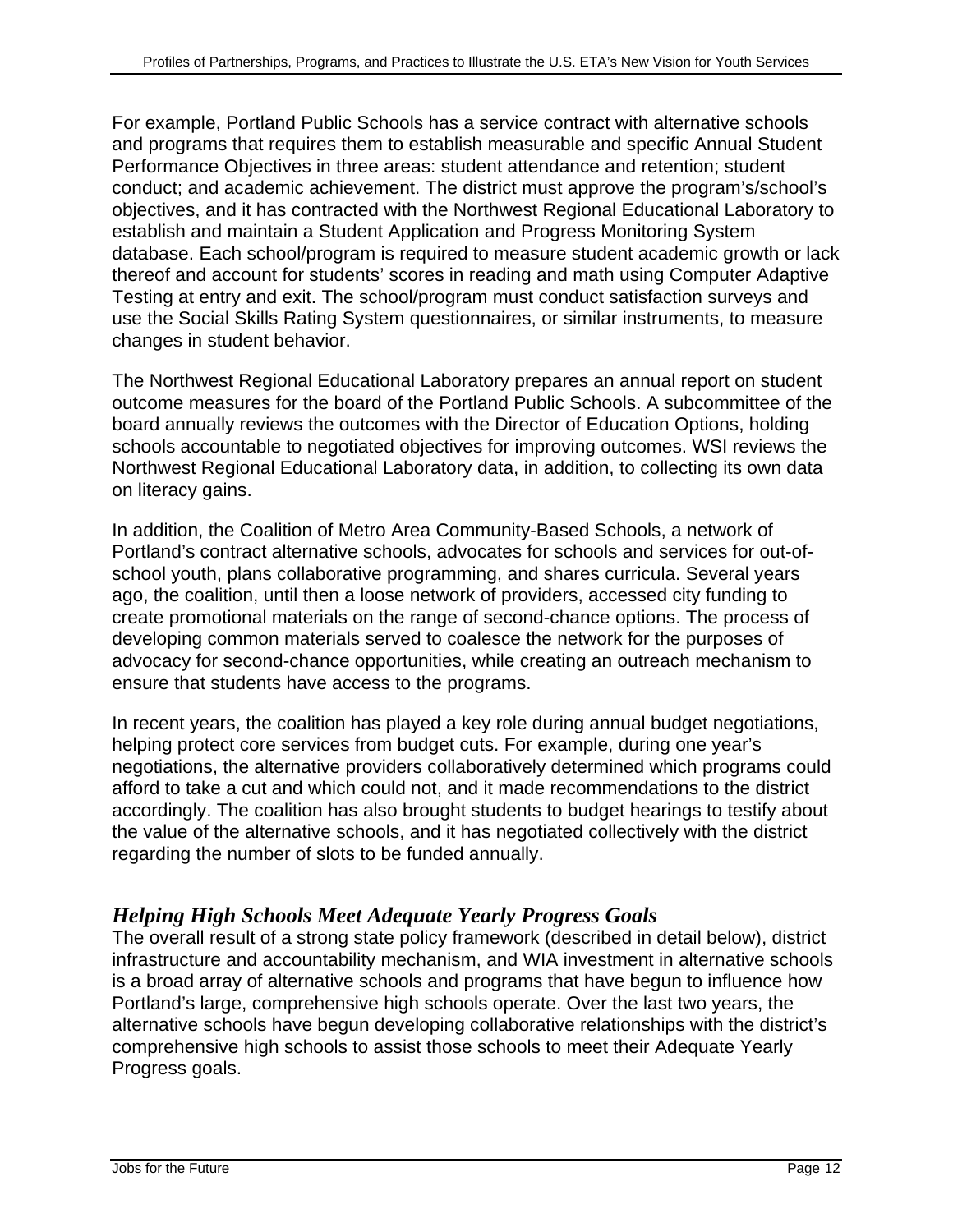For example, Portland Public Schools has a service contract with alternative schools and programs that requires them to establish measurable and specific Annual Student Performance Objectives in three areas: student attendance and retention; student conduct; and academic achievement. The district must approve the program's/school's objectives, and it has contracted with the Northwest Regional Educational Laboratory to establish and maintain a Student Application and Progress Monitoring System database. Each school/program is required to measure student academic growth or lack thereof and account for students' scores in reading and math using Computer Adaptive Testing at entry and exit. The school/program must conduct satisfaction surveys and use the Social Skills Rating System questionnaires, or similar instruments, to measure changes in student behavior.

The Northwest Regional Educational Laboratory prepares an annual report on student outcome measures for the board of the Portland Public Schools. A subcommittee of the board annually reviews the outcomes with the Director of Education Options, holding schools accountable to negotiated objectives for improving outcomes. WSI reviews the Northwest Regional Educational Laboratory data, in addition, to collecting its own data on literacy gains.

In addition, the Coalition of Metro Area Community-Based Schools, a network of Portland's contract alternative schools, advocates for schools and services for out-of-school youth, plans collaborative programming, and shares curricula. Several years ago, the coalition, until then a loose network of providers, accessed city funding to create promotional materials on the range of second-chance options. The process of developing common materials served to coalesce the network for the purposes of advocacy for second-chance opportunities, while creating an outreach mechanism to ensure that students have access to the programs.

In recent years, the coalition has played a key role during annual budget negotiations, helping protect core services from budget cuts. For example, during one year's negotiations, the alternative providers collaboratively determined which programs could afford to take a cut and which could not, and it made recommendations to the district accordingly. The coalition has also brought students to budget hearings to testify about the value of the alternative schools, and it has negotiated collectively with the district regarding the number of slots to be funded annually.

### *Helping High Schools Meet Adequate Yearly Progress Goals*

The overall result of a strong state policy framework (described in detail below), district infrastructure and accountability mechanism, and WIA investment in alternative schools is a broad array of alternative schools and programs that have begun to influence how Portland's large, comprehensive high schools operate. Over the last two years, the alternative schools have begun developing collaborative relationships with the district's comprehensive high schools to assist those schools to meet their Adequate Yearly Progress goals.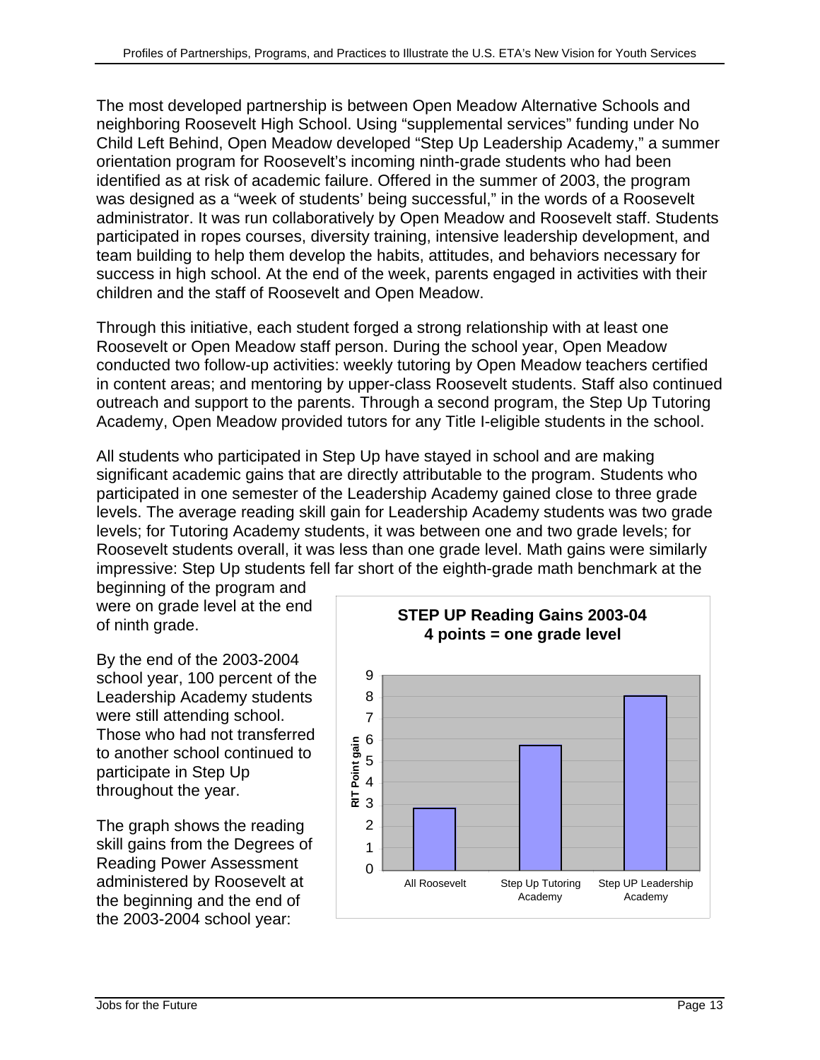The most developed partnership is between Open Meadow Alternative Schools and neighboring Roosevelt High School. Using "supplemental services" funding under No Child Left Behind, Open Meadow developed "Step Up Leadership Academy," a summer orientation program for Roosevelt's incoming ninth-grade students who had been identified as at risk of academic failure. Offered in the summer of 2003, the program was designed as a "week of students' being successful," in the words of a Roosevelt administrator. It was run collaboratively by Open Meadow and Roosevelt staff. Students participated in ropes courses, diversity training, intensive leadership development, and team building to help them develop the habits, attitudes, and behaviors necessary for success in high school. At the end of the week, parents engaged in activities with their children and the staff of Roosevelt and Open Meadow.

Through this initiative, each student forged a strong relationship with at least one Roosevelt or Open Meadow staff person. During the school year, Open Meadow conducted two follow-up activities: weekly tutoring by Open Meadow teachers certified in content areas; and mentoring by upper-class Roosevelt students. Staff also continued outreach and support to the parents. Through a second program, the Step Up Tutoring Academy, Open Meadow provided tutors for any Title I-eligible students in the school.

All students who participated in Step Up have stayed in school and are making significant academic gains that are directly attributable to the program. Students who participated in one semester of the Leadership Academy gained close to three grade levels. The average reading skill gain for Leadership Academy students was two grade levels; for Tutoring Academy students, it was between one and two grade levels; for Roosevelt students overall, it was less than one grade level. Math gains were similarly impressive: Step Up students fell far short of the eighth-grade math benchmark at the beginning of the program and were on grade level at the end of ninth grade.

By the end of the 2003-2004 school year, 100 percent of the Leadership Academy students were still attending school. Those who had not transferred to another school continued to participate in Step Up throughout the year.

The graph shows the reading skill gains from the Degrees of Reading Power Assessment administered by Roosevelt at the beginning and the end of the 2003-2004 school year:

**STEP UP Reading Gains 2003-04**
**4 points = one grade level**

| | RIT Point gain |
|---|---|
| All Roosevelt | ~2.8 |
| Step Up Tutoring Academy | ~5.7 |
| Step UP Leadership Academy | ~8 |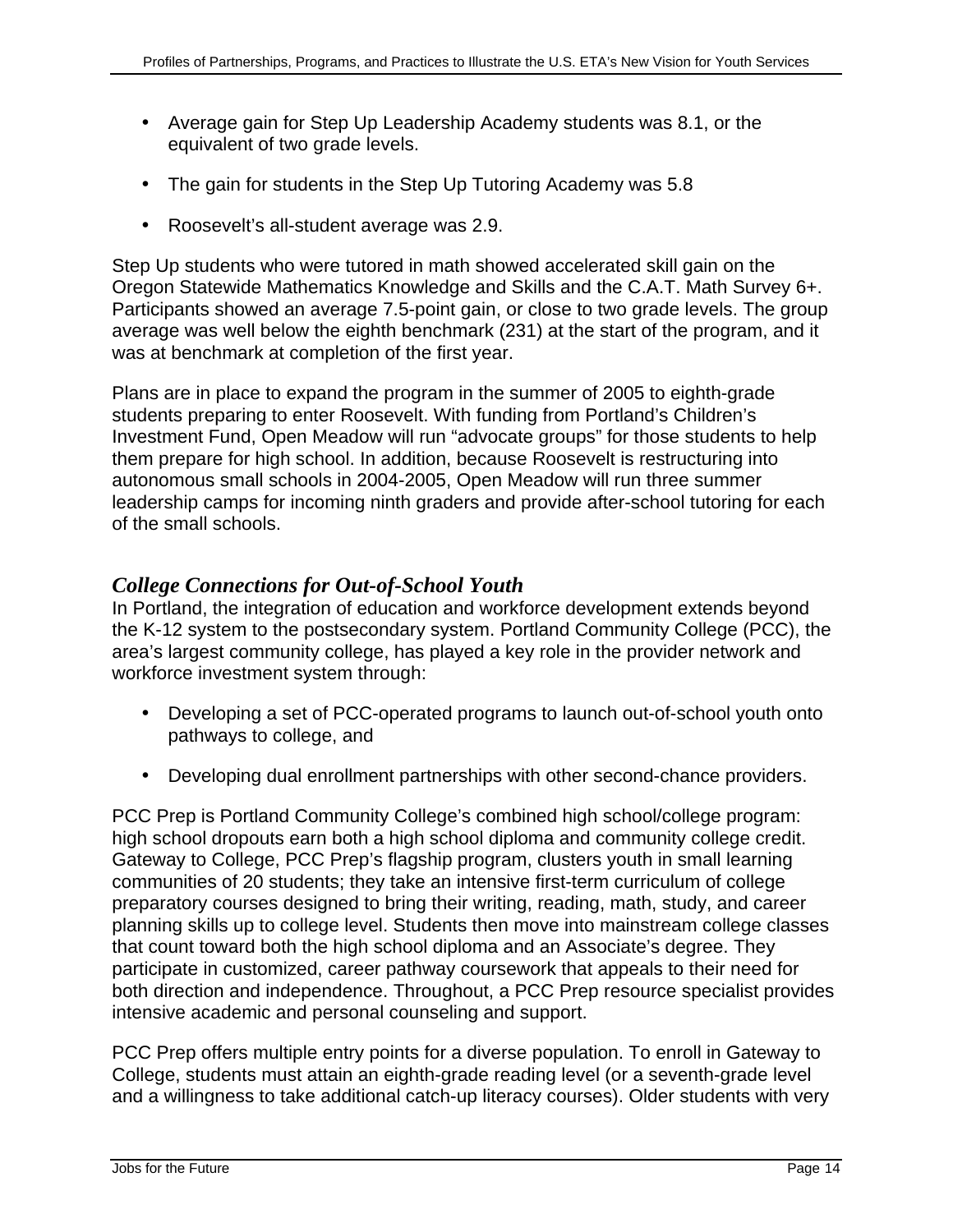- Average gain for Step Up Leadership Academy students was 8.1, or the equivalent of two grade levels.
- The gain for students in the Step Up Tutoring Academy was 5.8
- Roosevelt's all-student average was 2.9.

Step Up students who were tutored in math showed accelerated skill gain on the Oregon Statewide Mathematics Knowledge and Skills and the C.A.T. Math Survey 6+. Participants showed an average 7.5-point gain, or close to two grade levels. The group average was well below the eighth benchmark (231) at the start of the program, and it was at benchmark at completion of the first year.

Plans are in place to expand the program in the summer of 2005 to eighth-grade students preparing to enter Roosevelt. With funding from Portland's Children's Investment Fund, Open Meadow will run "advocate groups" for those students to help them prepare for high school. In addition, because Roosevelt is restructuring into autonomous small schools in 2004-2005, Open Meadow will run three summer leadership camps for incoming ninth graders and provide after-school tutoring for each of the small schools.

### *College Connections for Out-of-School Youth*

In Portland, the integration of education and workforce development extends beyond the K-12 system to the postsecondary system. Portland Community College (PCC), the area's largest community college, has played a key role in the provider network and workforce investment system through:

- Developing a set of PCC-operated programs to launch out-of-school youth onto pathways to college, and
- Developing dual enrollment partnerships with other second-chance providers.

PCC Prep is Portland Community College's combined high school/college program: high school dropouts earn both a high school diploma and community college credit. Gateway to College, PCC Prep's flagship program, clusters youth in small learning communities of 20 students; they take an intensive first-term curriculum of college preparatory courses designed to bring their writing, reading, math, study, and career planning skills up to college level. Students then move into mainstream college classes that count toward both the high school diploma and an Associate's degree. They participate in customized, career pathway coursework that appeals to their need for both direction and independence. Throughout, a PCC Prep resource specialist provides intensive academic and personal counseling and support.

PCC Prep offers multiple entry points for a diverse population. To enroll in Gateway to College, students must attain an eighth-grade reading level (or a seventh-grade level and a willingness to take additional catch-up literacy courses). Older students with very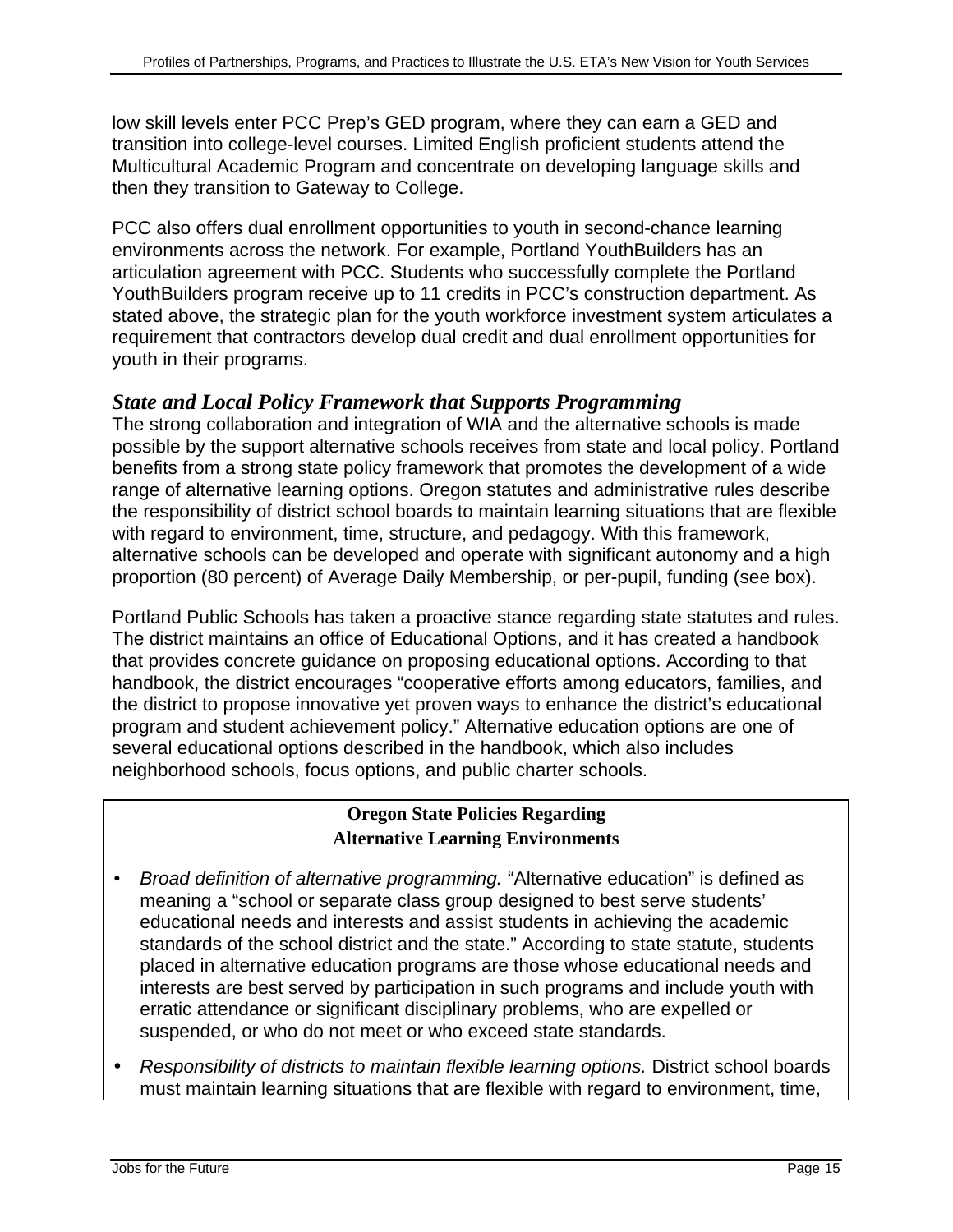low skill levels enter PCC Prep's GED program, where they can earn a GED and transition into college-level courses. Limited English proficient students attend the Multicultural Academic Program and concentrate on developing language skills and then they transition to Gateway to College.

PCC also offers dual enrollment opportunities to youth in second-chance learning environments across the network. For example, Portland YouthBuilders has an articulation agreement with PCC. Students who successfully complete the Portland YouthBuilders program receive up to 11 credits in PCC's construction department. As stated above, the strategic plan for the youth workforce investment system articulates a requirement that contractors develop dual credit and dual enrollment opportunities for youth in their programs.

### *State and Local Policy Framework that Supports Programming*

The strong collaboration and integration of WIA and the alternative schools is made possible by the support alternative schools receives from state and local policy. Portland benefits from a strong state policy framework that promotes the development of a wide range of alternative learning options. Oregon statutes and administrative rules describe the responsibility of district school boards to maintain learning situations that are flexible with regard to environment, time, structure, and pedagogy. With this framework, alternative schools can be developed and operate with significant autonomy and a high proportion (80 percent) of Average Daily Membership, or per-pupil, funding (see box).

Portland Public Schools has taken a proactive stance regarding state statutes and rules. The district maintains an office of Educational Options, and it has created a handbook that provides concrete guidance on proposing educational options. According to that handbook, the district encourages "cooperative efforts among educators, families, and the district to propose innovative yet proven ways to enhance the district's educational program and student achievement policy." Alternative education options are one of several educational options described in the handbook, which also includes neighborhood schools, focus options, and public charter schools.

**Oregon State Policies Regarding Alternative Learning Environments**

- *Broad definition of alternative programming.* "Alternative education" is defined as meaning a "school or separate class group designed to best serve students' educational needs and interests and assist students in achieving the academic standards of the school district and the state." According to state statute, students placed in alternative education programs are those whose educational needs and interests are best served by participation in such programs and include youth with erratic attendance or significant disciplinary problems, who are expelled or suspended, or who do not meet or who exceed state standards.
- *Responsibility of districts to maintain flexible learning options.* District school boards must maintain learning situations that are flexible with regard to environment, time,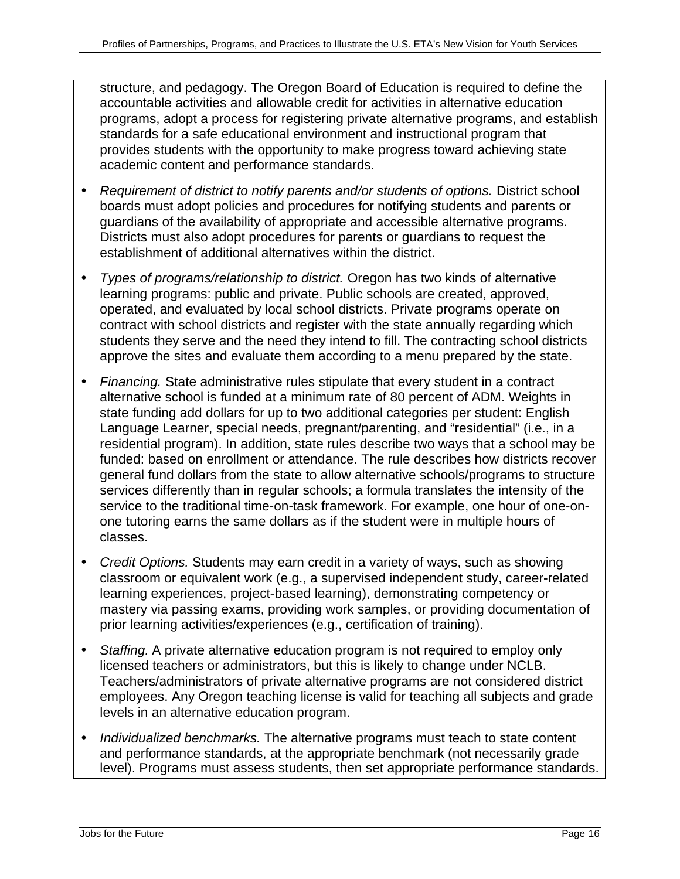structure, and pedagogy. The Oregon Board of Education is required to define the accountable activities and allowable credit for activities in alternative education programs, adopt a process for registering private alternative programs, and establish standards for a safe educational environment and instructional program that provides students with the opportunity to make progress toward achieving state academic content and performance standards.

- *Requirement of district to notify parents and/or students of options.* District school boards must adopt policies and procedures for notifying students and parents or guardians of the availability of appropriate and accessible alternative programs. Districts must also adopt procedures for parents or guardians to request the establishment of additional alternatives within the district.
- *Types of programs/relationship to district.* Oregon has two kinds of alternative learning programs: public and private. Public schools are created, approved, operated, and evaluated by local school districts. Private programs operate on contract with school districts and register with the state annually regarding which students they serve and the need they intend to fill. The contracting school districts approve the sites and evaluate them according to a menu prepared by the state.
- *Financing.* State administrative rules stipulate that every student in a contract alternative school is funded at a minimum rate of 80 percent of ADM. Weights in state funding add dollars for up to two additional categories per student: English Language Learner, special needs, pregnant/parenting, and "residential" (i.e., in a residential program). In addition, state rules describe two ways that a school may be funded: based on enrollment or attendance. The rule describes how districts recover general fund dollars from the state to allow alternative schools/programs to structure services differently than in regular schools; a formula translates the intensity of the service to the traditional time-on-task framework. For example, one hour of one-on-one tutoring earns the same dollars as if the student were in multiple hours of classes.
- *Credit Options.* Students may earn credit in a variety of ways, such as showing classroom or equivalent work (e.g., a supervised independent study, career-related learning experiences, project-based learning), demonstrating competency or mastery via passing exams, providing work samples, or providing documentation of prior learning activities/experiences (e.g., certification of training).
- *Staffing.* A private alternative education program is not required to employ only licensed teachers or administrators, but this is likely to change under NCLB. Teachers/administrators of private alternative programs are not considered district employees. Any Oregon teaching license is valid for teaching all subjects and grade levels in an alternative education program.
- *Individualized benchmarks.* The alternative programs must teach to state content and performance standards, at the appropriate benchmark (not necessarily grade level). Programs must assess students, then set appropriate performance standards.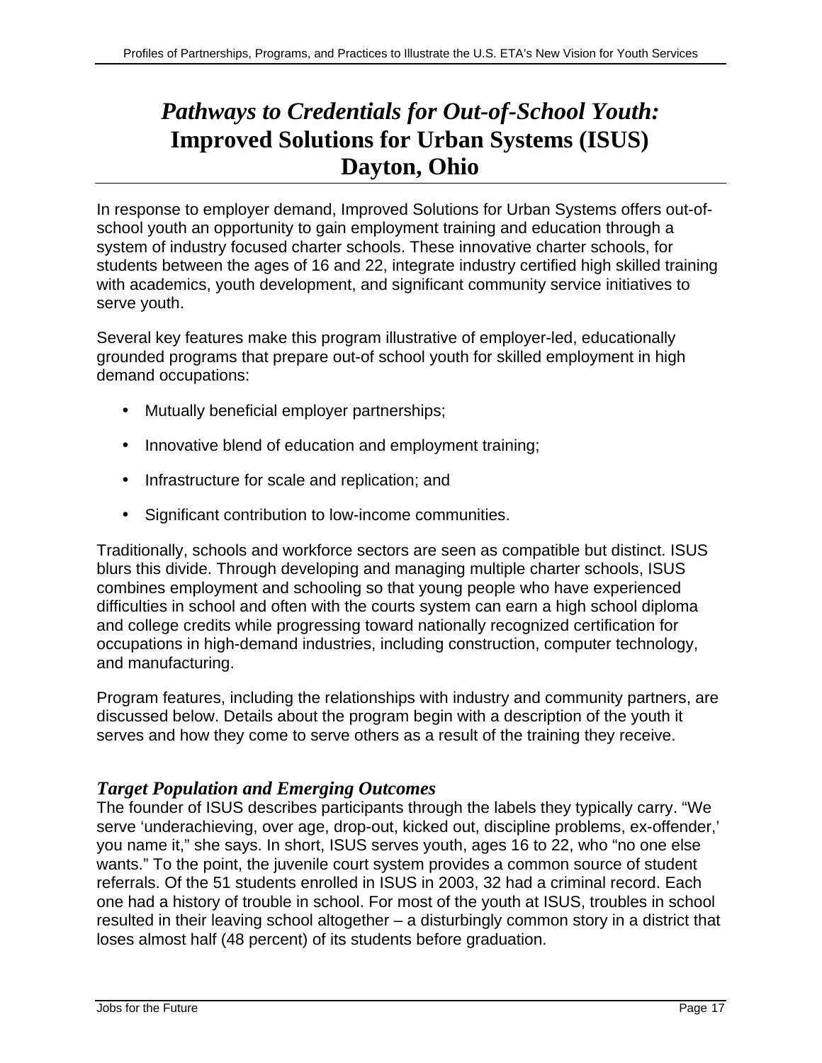# *Pathways to Credentials for Out-of-School Youth:* Improved Solutions for Urban Systems (ISUS) Dayton, Ohio

In response to employer demand, Improved Solutions for Urban Systems offers out-of-school youth an opportunity to gain employment training and education through a system of industry focused charter schools. These innovative charter schools, for students between the ages of 16 and 22, integrate industry certified high skilled training with academics, youth development, and significant community service initiatives to serve youth.

Several key features make this program illustrative of employer-led, educationally grounded programs that prepare out-of school youth for skilled employment in high demand occupations:

- Mutually beneficial employer partnerships;
- Innovative blend of education and employment training;
- Infrastructure for scale and replication; and
- Significant contribution to low-income communities.

Traditionally, schools and workforce sectors are seen as compatible but distinct. ISUS blurs this divide. Through developing and managing multiple charter schools, ISUS combines employment and schooling so that young people who have experienced difficulties in school and often with the courts system can earn a high school diploma and college credits while progressing toward nationally recognized certification for occupations in high-demand industries, including construction, computer technology, and manufacturing.

Program features, including the relationships with industry and community partners, are discussed below. Details about the program begin with a description of the youth it serves and how they come to serve others as a result of the training they receive.

### *Target Population and Emerging Outcomes*

The founder of ISUS describes participants through the labels they typically carry. "We serve 'underachieving, over age, drop-out, kicked out, discipline problems, ex-offender,' you name it," she says. In short, ISUS serves youth, ages 16 to 22, who "no one else wants." To the point, the juvenile court system provides a common source of student referrals. Of the 51 students enrolled in ISUS in 2003, 32 had a criminal record. Each one had a history of trouble in school. For most of the youth at ISUS, troubles in school resulted in their leaving school altogether – a disturbingly common story in a district that loses almost half (48 percent) of its students before graduation.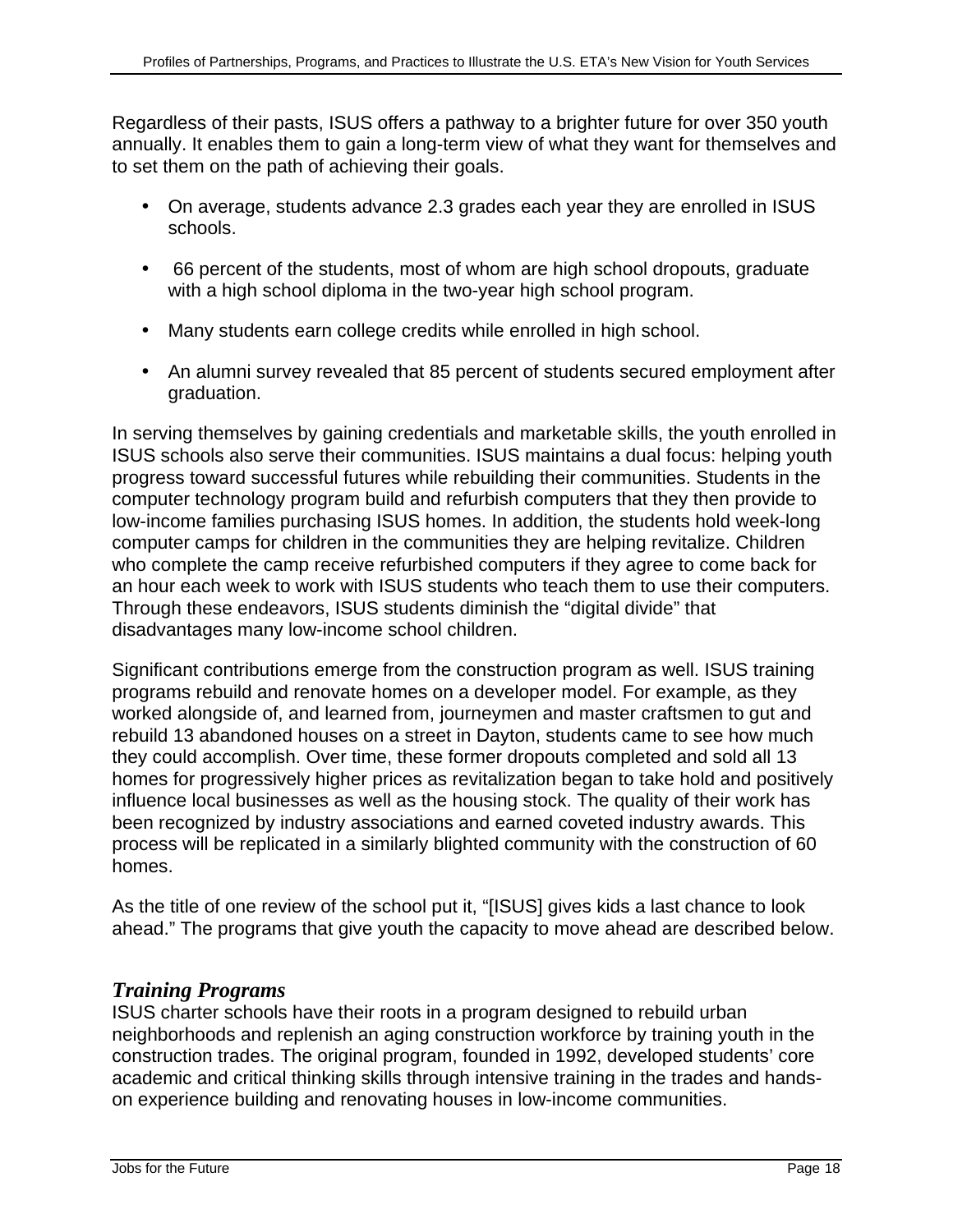Regardless of their pasts, ISUS offers a pathway to a brighter future for over 350 youth annually. It enables them to gain a long-term view of what they want for themselves and to set them on the path of achieving their goals.

- On average, students advance 2.3 grades each year they are enrolled in ISUS schools.
- 66 percent of the students, most of whom are high school dropouts, graduate with a high school diploma in the two-year high school program.
- Many students earn college credits while enrolled in high school.
- An alumni survey revealed that 85 percent of students secured employment after graduation.

In serving themselves by gaining credentials and marketable skills, the youth enrolled in ISUS schools also serve their communities. ISUS maintains a dual focus: helping youth progress toward successful futures while rebuilding their communities. Students in the computer technology program build and refurbish computers that they then provide to low-income families purchasing ISUS homes. In addition, the students hold week-long computer camps for children in the communities they are helping revitalize. Children who complete the camp receive refurbished computers if they agree to come back for an hour each week to work with ISUS students who teach them to use their computers. Through these endeavors, ISUS students diminish the "digital divide" that disadvantages many low-income school children.

Significant contributions emerge from the construction program as well. ISUS training programs rebuild and renovate homes on a developer model. For example, as they worked alongside of, and learned from, journeymen and master craftsmen to gut and rebuild 13 abandoned houses on a street in Dayton, students came to see how much they could accomplish. Over time, these former dropouts completed and sold all 13 homes for progressively higher prices as revitalization began to take hold and positively influence local businesses as well as the housing stock. The quality of their work has been recognized by industry associations and earned coveted industry awards. This process will be replicated in a similarly blighted community with the construction of 60 homes.

As the title of one review of the school put it, "[ISUS] gives kids a last chance to look ahead." The programs that give youth the capacity to move ahead are described below.

### *Training Programs*

ISUS charter schools have their roots in a program designed to rebuild urban neighborhoods and replenish an aging construction workforce by training youth in the construction trades. The original program, founded in 1992, developed students' core academic and critical thinking skills through intensive training in the trades and hands-on experience building and renovating houses in low-income communities.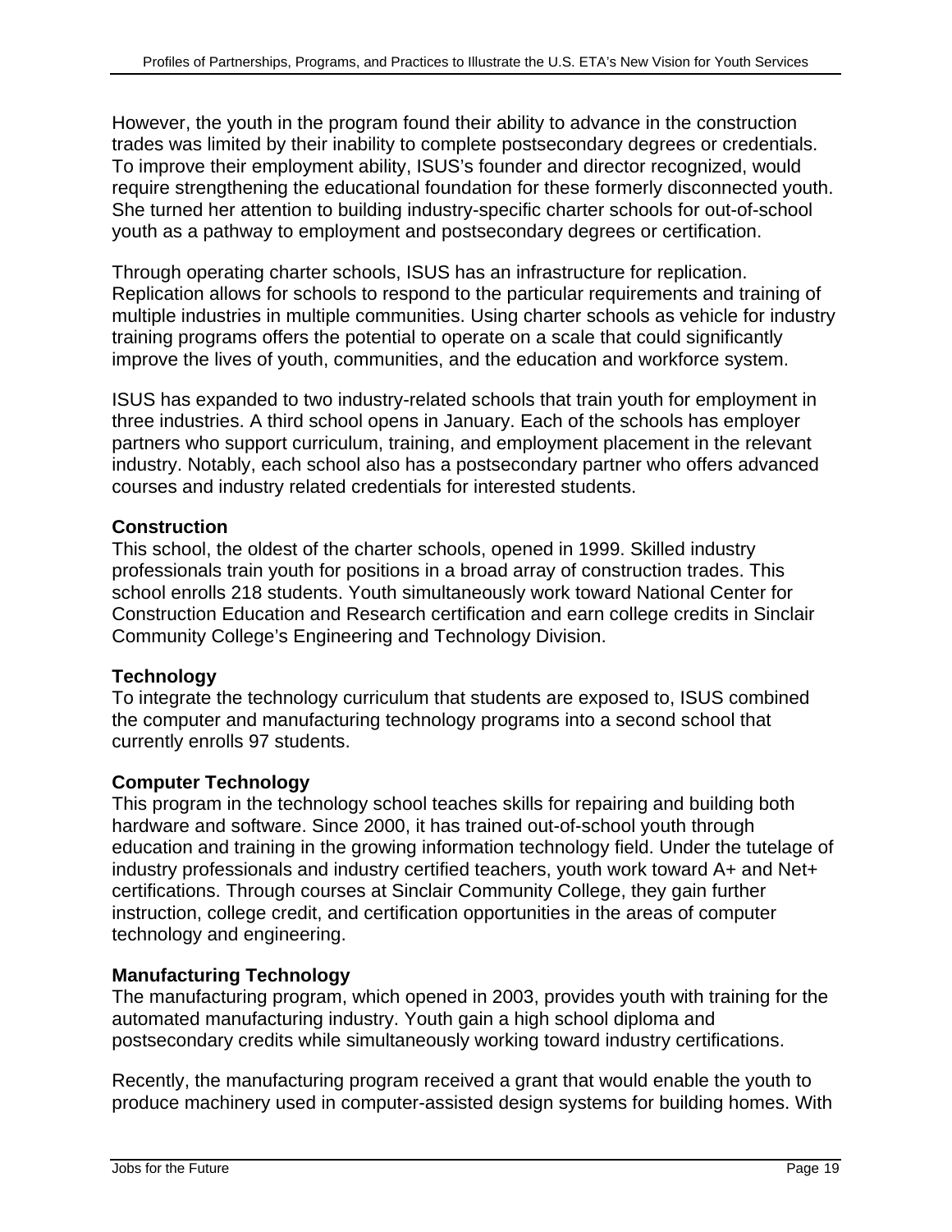However, the youth in the program found their ability to advance in the construction trades was limited by their inability to complete postsecondary degrees or credentials. To improve their employment ability, ISUS's founder and director recognized, would require strengthening the educational foundation for these formerly disconnected youth. She turned her attention to building industry-specific charter schools for out-of-school youth as a pathway to employment and postsecondary degrees or certification.

Through operating charter schools, ISUS has an infrastructure for replication. Replication allows for schools to respond to the particular requirements and training of multiple industries in multiple communities. Using charter schools as vehicle for industry training programs offers the potential to operate on a scale that could significantly improve the lives of youth, communities, and the education and workforce system.

ISUS has expanded to two industry-related schools that train youth for employment in three industries. A third school opens in January. Each of the schools has employer partners who support curriculum, training, and employment placement in the relevant industry. Notably, each school also has a postsecondary partner who offers advanced courses and industry related credentials for interested students.

**Construction**

This school, the oldest of the charter schools, opened in 1999. Skilled industry professionals train youth for positions in a broad array of construction trades. This school enrolls 218 students. Youth simultaneously work toward National Center for Construction Education and Research certification and earn college credits in Sinclair Community College's Engineering and Technology Division.

**Technology**

To integrate the technology curriculum that students are exposed to, ISUS combined the computer and manufacturing technology programs into a second school that currently enrolls 97 students.

**Computer Technology**

This program in the technology school teaches skills for repairing and building both hardware and software. Since 2000, it has trained out-of-school youth through education and training in the growing information technology field. Under the tutelage of industry professionals and industry certified teachers, youth work toward A+ and Net+ certifications. Through courses at Sinclair Community College, they gain further instruction, college credit, and certification opportunities in the areas of computer technology and engineering.

**Manufacturing Technology**

The manufacturing program, which opened in 2003, provides youth with training for the automated manufacturing industry. Youth gain a high school diploma and postsecondary credits while simultaneously working toward industry certifications.

Recently, the manufacturing program received a grant that would enable the youth to produce machinery used in computer-assisted design systems for building homes. With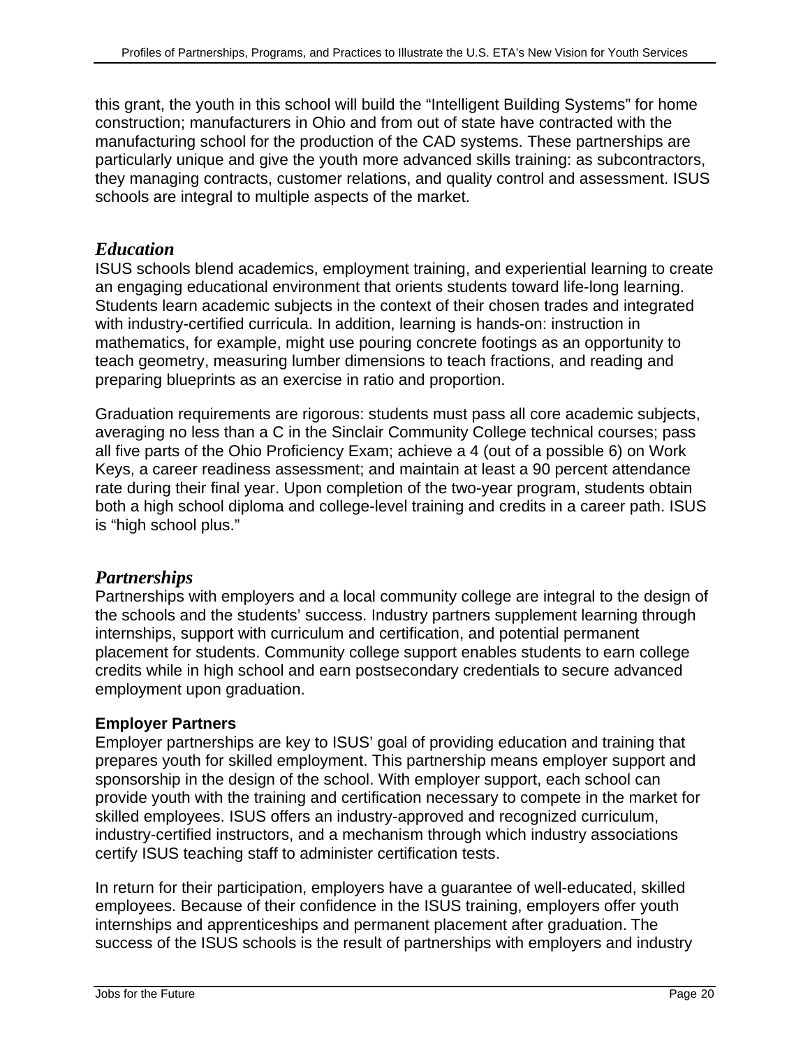this grant, the youth in this school will build the "Intelligent Building Systems" for home construction; manufacturers in Ohio and from out of state have contracted with the manufacturing school for the production of the CAD systems. These partnerships are particularly unique and give the youth more advanced skills training: as subcontractors, they managing contracts, customer relations, and quality control and assessment. ISUS schools are integral to multiple aspects of the market.

## *Education*

ISUS schools blend academics, employment training, and experiential learning to create an engaging educational environment that orients students toward life-long learning. Students learn academic subjects in the context of their chosen trades and integrated with industry-certified curricula. In addition, learning is hands-on: instruction in mathematics, for example, might use pouring concrete footings as an opportunity to teach geometry, measuring lumber dimensions to teach fractions, and reading and preparing blueprints as an exercise in ratio and proportion.

Graduation requirements are rigorous: students must pass all core academic subjects, averaging no less than a C in the Sinclair Community College technical courses; pass all five parts of the Ohio Proficiency Exam; achieve a 4 (out of a possible 6) on Work Keys, a career readiness assessment; and maintain at least a 90 percent attendance rate during their final year. Upon completion of the two-year program, students obtain both a high school diploma and college-level training and credits in a career path. ISUS is "high school plus."

## *Partnerships*

Partnerships with employers and a local community college are integral to the design of the schools and the students' success. Industry partners supplement learning through internships, support with curriculum and certification, and potential permanent placement for students. Community college support enables students to earn college credits while in high school and earn postsecondary credentials to secure advanced employment upon graduation.

### Employer Partners

Employer partnerships are key to ISUS' goal of providing education and training that prepares youth for skilled employment. This partnership means employer support and sponsorship in the design of the school. With employer support, each school can provide youth with the training and certification necessary to compete in the market for skilled employees. ISUS offers an industry-approved and recognized curriculum, industry-certified instructors, and a mechanism through which industry associations certify ISUS teaching staff to administer certification tests.

In return for their participation, employers have a guarantee of well-educated, skilled employees. Because of their confidence in the ISUS training, employers offer youth internships and apprenticeships and permanent placement after graduation. The success of the ISUS schools is the result of partnerships with employers and industry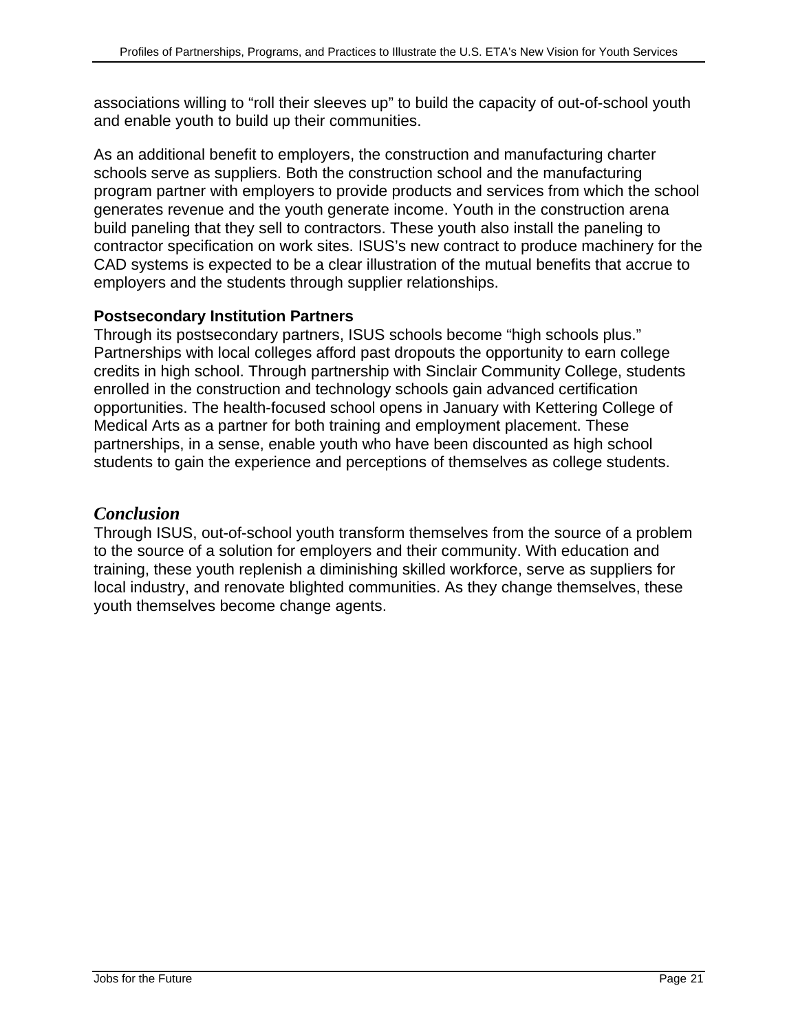associations willing to “roll their sleeves up” to build the capacity of out-of-school youth and enable youth to build up their communities.

As an additional benefit to employers, the construction and manufacturing charter schools serve as suppliers. Both the construction school and the manufacturing program partner with employers to provide products and services from which the school generates revenue and the youth generate income. Youth in the construction arena build paneling that they sell to contractors. These youth also install the paneling to contractor specification on work sites. ISUS’s new contract to produce machinery for the CAD systems is expected to be a clear illustration of the mutual benefits that accrue to employers and the students through supplier relationships.

**Postsecondary Institution Partners**
Through its postsecondary partners, ISUS schools become “high schools plus.” Partnerships with local colleges afford past dropouts the opportunity to earn college credits in high school. Through partnership with Sinclair Community College, students enrolled in the construction and technology schools gain advanced certification opportunities. The health-focused school opens in January with Kettering College of Medical Arts as a partner for both training and employment placement. These partnerships, in a sense, enable youth who have been discounted as high school students to gain the experience and perceptions of themselves as college students.

## *Conclusion*

Through ISUS, out-of-school youth transform themselves from the source of a problem to the source of a solution for employers and their community. With education and training, these youth replenish a diminishing skilled workforce, serve as suppliers for local industry, and renovate blighted communities. As they change themselves, these youth themselves become change agents.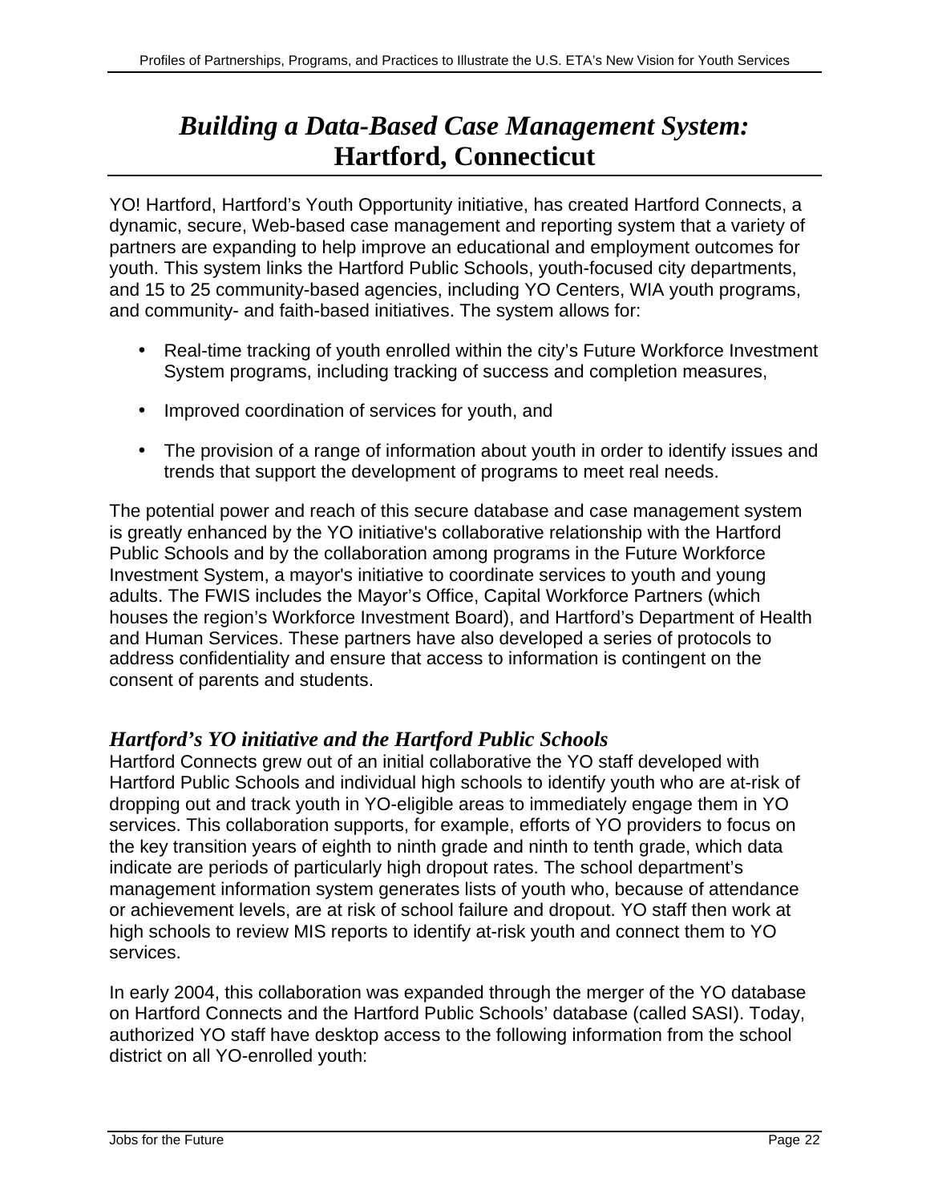# *Building a Data-Based Case Management System:* Hartford, Connecticut

YO! Hartford, Hartford's Youth Opportunity initiative, has created Hartford Connects, a dynamic, secure, Web-based case management and reporting system that a variety of partners are expanding to help improve an educational and employment outcomes for youth. This system links the Hartford Public Schools, youth-focused city departments, and 15 to 25 community-based agencies, including YO Centers, WIA youth programs, and community- and faith-based initiatives. The system allows for:

- Real-time tracking of youth enrolled within the city's Future Workforce Investment System programs, including tracking of success and completion measures,
- Improved coordination of services for youth, and
- The provision of a range of information about youth in order to identify issues and trends that support the development of programs to meet real needs.

The potential power and reach of this secure database and case management system is greatly enhanced by the YO initiative's collaborative relationship with the Hartford Public Schools and by the collaboration among programs in the Future Workforce Investment System, a mayor's initiative to coordinate services to youth and young adults. The FWIS includes the Mayor's Office, Capital Workforce Partners (which houses the region's Workforce Investment Board), and Hartford's Department of Health and Human Services. These partners have also developed a series of protocols to address confidentiality and ensure that access to information is contingent on the consent of parents and students.

### *Hartford's YO initiative and the Hartford Public Schools*

Hartford Connects grew out of an initial collaborative the YO staff developed with Hartford Public Schools and individual high schools to identify youth who are at-risk of dropping out and track youth in YO-eligible areas to immediately engage them in YO services. This collaboration supports, for example, efforts of YO providers to focus on the key transition years of eighth to ninth grade and ninth to tenth grade, which data indicate are periods of particularly high dropout rates. The school department's management information system generates lists of youth who, because of attendance or achievement levels, are at risk of school failure and dropout. YO staff then work at high schools to review MIS reports to identify at-risk youth and connect them to YO services.

In early 2004, this collaboration was expanded through the merger of the YO database on Hartford Connects and the Hartford Public Schools' database (called SASI). Today, authorized YO staff have desktop access to the following information from the school district on all YO-enrolled youth: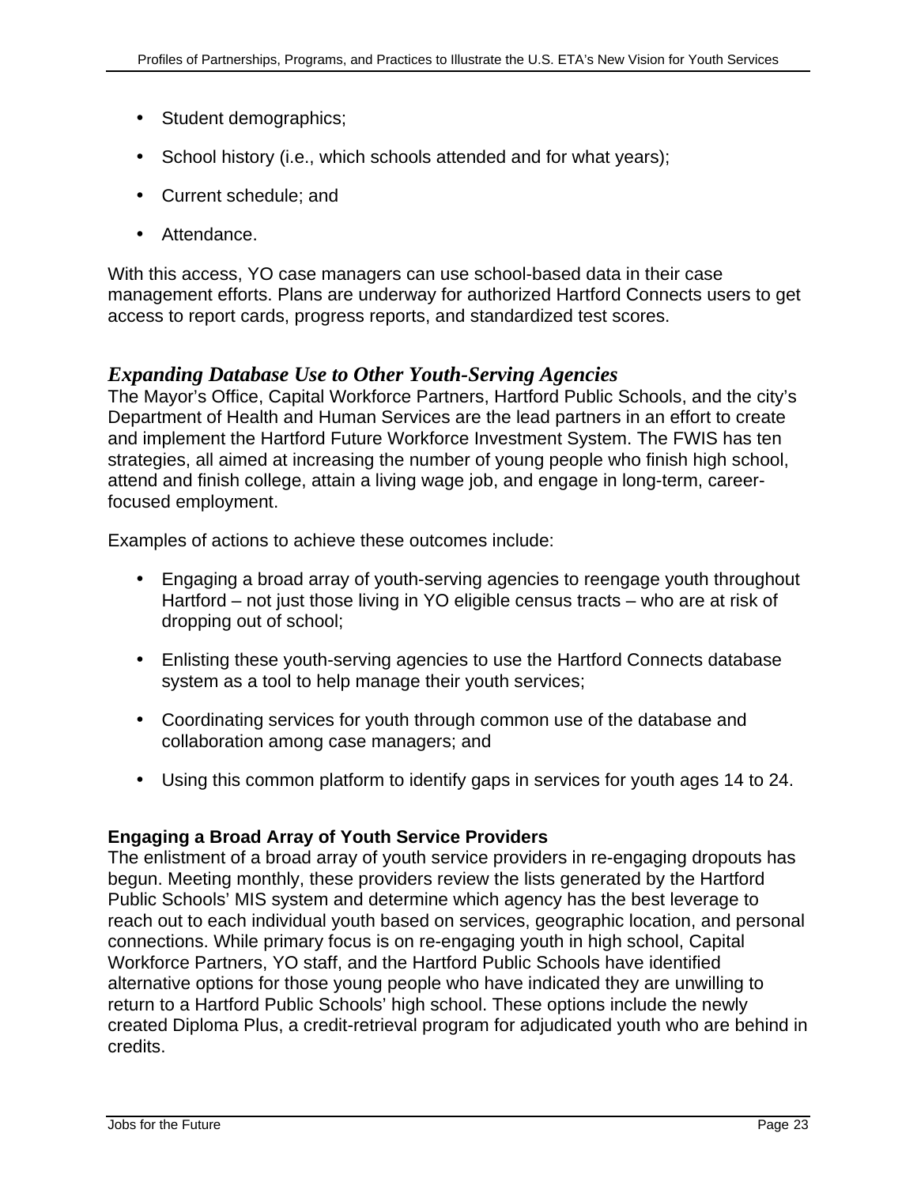- Student demographics;
- School history (i.e., which schools attended and for what years);
- Current schedule; and
- Attendance.

With this access, YO case managers can use school-based data in their case management efforts. Plans are underway for authorized Hartford Connects users to get access to report cards, progress reports, and standardized test scores.

### *Expanding Database Use to Other Youth-Serving Agencies*

The Mayor's Office, Capital Workforce Partners, Hartford Public Schools, and the city's Department of Health and Human Services are the lead partners in an effort to create and implement the Hartford Future Workforce Investment System. The FWIS has ten strategies, all aimed at increasing the number of young people who finish high school, attend and finish college, attain a living wage job, and engage in long-term, career-focused employment.

Examples of actions to achieve these outcomes include:

- Engaging a broad array of youth-serving agencies to reengage youth throughout Hartford – not just those living in YO eligible census tracts – who are at risk of dropping out of school;
- Enlisting these youth-serving agencies to use the Hartford Connects database system as a tool to help manage their youth services;
- Coordinating services for youth through common use of the database and collaboration among case managers; and
- Using this common platform to identify gaps in services for youth ages 14 to 24.

#### Engaging a Broad Array of Youth Service Providers

The enlistment of a broad array of youth service providers in re-engaging dropouts has begun. Meeting monthly, these providers review the lists generated by the Hartford Public Schools' MIS system and determine which agency has the best leverage to reach out to each individual youth based on services, geographic location, and personal connections. While primary focus is on re-engaging youth in high school, Capital Workforce Partners, YO staff, and the Hartford Public Schools have identified alternative options for those young people who have indicated they are unwilling to return to a Hartford Public Schools' high school. These options include the newly created Diploma Plus, a credit-retrieval program for adjudicated youth who are behind in credits.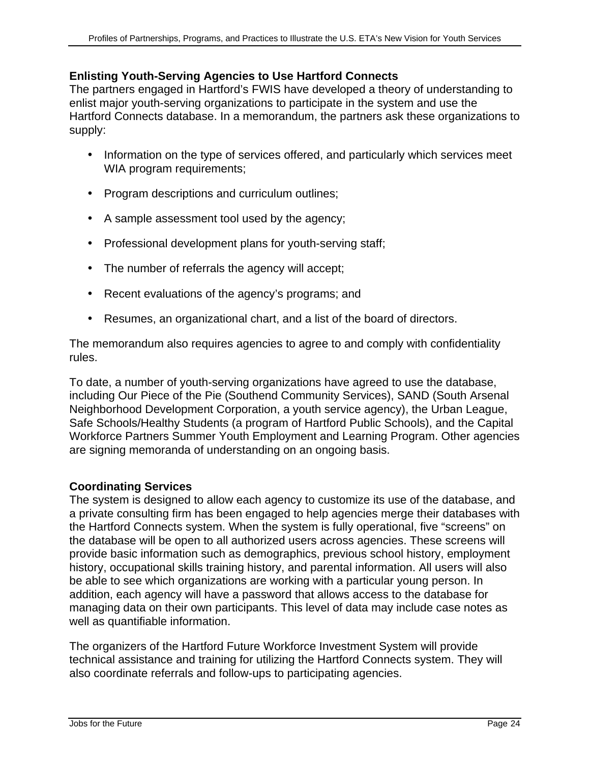### Enlisting Youth-Serving Agencies to Use Hartford Connects

The partners engaged in Hartford's FWIS have developed a theory of understanding to enlist major youth-serving organizations to participate in the system and use the Hartford Connects database. In a memorandum, the partners ask these organizations to supply:

- Information on the type of services offered, and particularly which services meet WIA program requirements;
- Program descriptions and curriculum outlines;
- A sample assessment tool used by the agency;
- Professional development plans for youth-serving staff;
- The number of referrals the agency will accept;
- Recent evaluations of the agency's programs; and
- Resumes, an organizational chart, and a list of the board of directors.

The memorandum also requires agencies to agree to and comply with confidentiality rules.

To date, a number of youth-serving organizations have agreed to use the database, including Our Piece of the Pie (Southend Community Services), SAND (South Arsenal Neighborhood Development Corporation, a youth service agency), the Urban League, Safe Schools/Healthy Students (a program of Hartford Public Schools), and the Capital Workforce Partners Summer Youth Employment and Learning Program. Other agencies are signing memoranda of understanding on an ongoing basis.

### Coordinating Services

The system is designed to allow each agency to customize its use of the database, and a private consulting firm has been engaged to help agencies merge their databases with the Hartford Connects system. When the system is fully operational, five "screens" on the database will be open to all authorized users across agencies. These screens will provide basic information such as demographics, previous school history, employment history, occupational skills training history, and parental information. All users will also be able to see which organizations are working with a particular young person. In addition, each agency will have a password that allows access to the database for managing data on their own participants. This level of data may include case notes as well as quantifiable information.

The organizers of the Hartford Future Workforce Investment System will provide technical assistance and training for utilizing the Hartford Connects system. They will also coordinate referrals and follow-ups to participating agencies.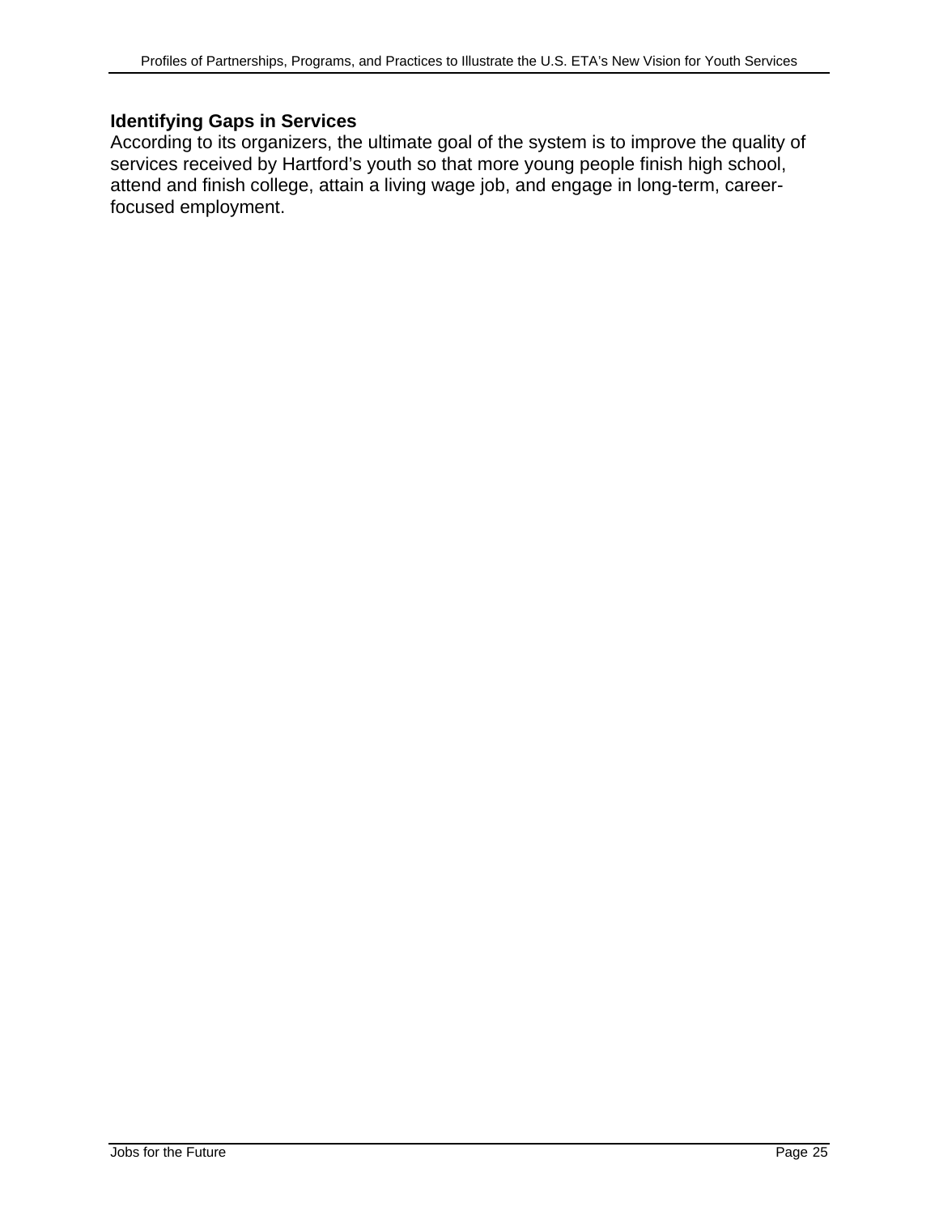### Identifying Gaps in Services

According to its organizers, the ultimate goal of the system is to improve the quality of services received by Hartford's youth so that more young people finish high school, attend and finish college, attain a living wage job, and engage in long-term, career-focused employment.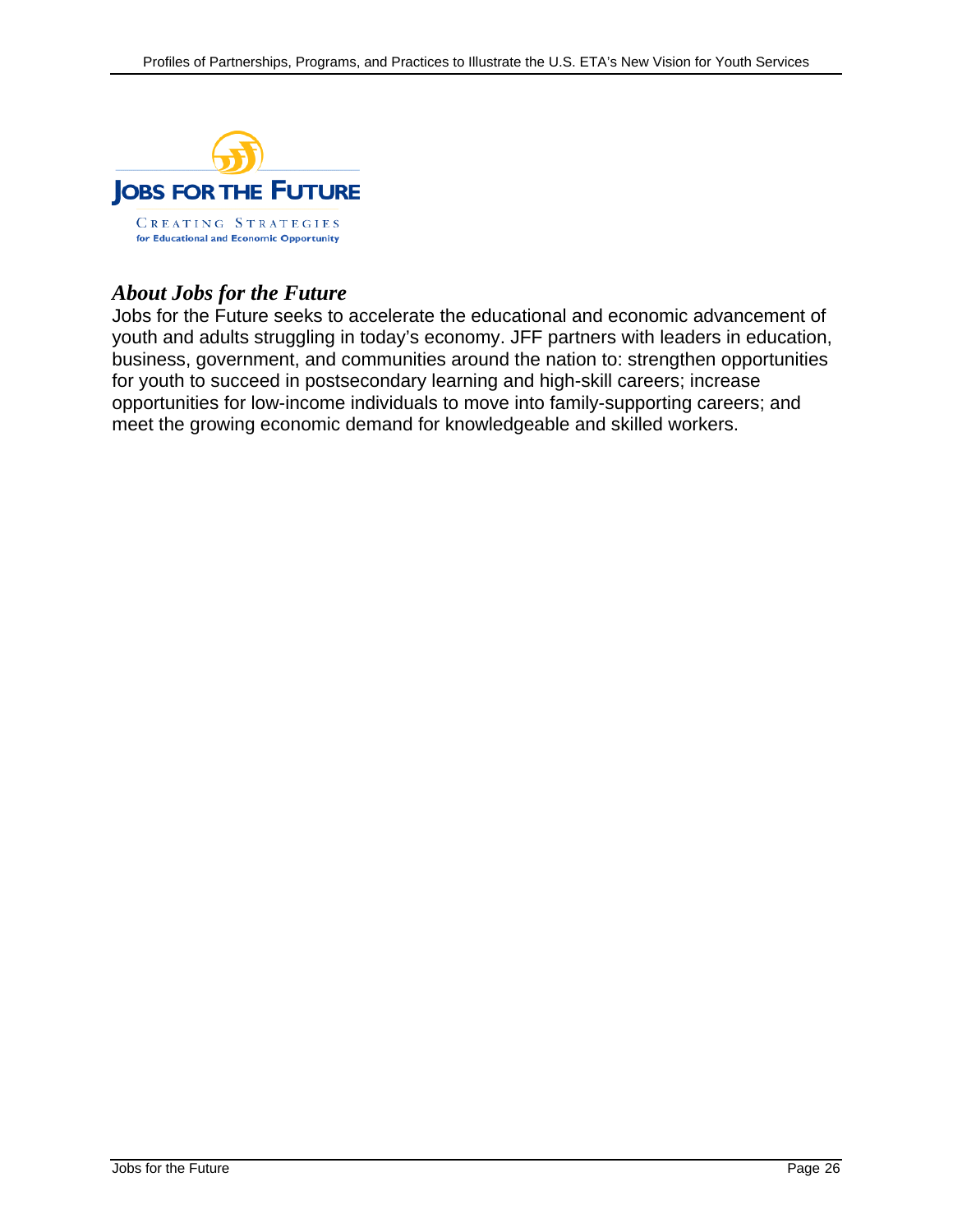JOBS FOR THE FUTURE

CREATING STRATEGIES
for Educational and Economic Opportunity

## *About Jobs for the Future*

Jobs for the Future seeks to accelerate the educational and economic advancement of youth and adults struggling in today's economy. JFF partners with leaders in education, business, government, and communities around the nation to: strengthen opportunities for youth to succeed in postsecondary learning and high-skill careers; increase opportunities for low-income individuals to move into family-supporting careers; and meet the growing economic demand for knowledgeable and skilled workers.